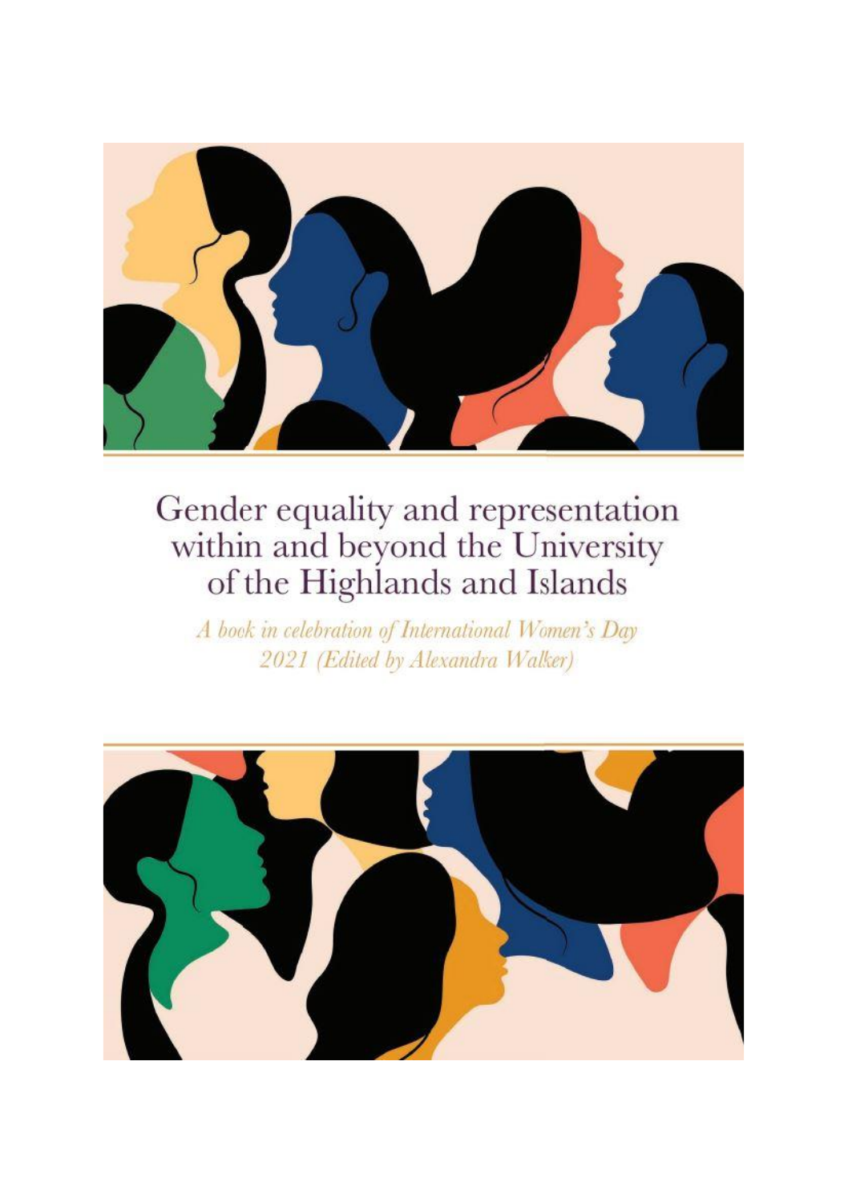# Gender equality and representation within and beyond the University of the Highlands and Islands

*A book in celebration of International Women's Day 2021 (Edited by Alexandra Walker)*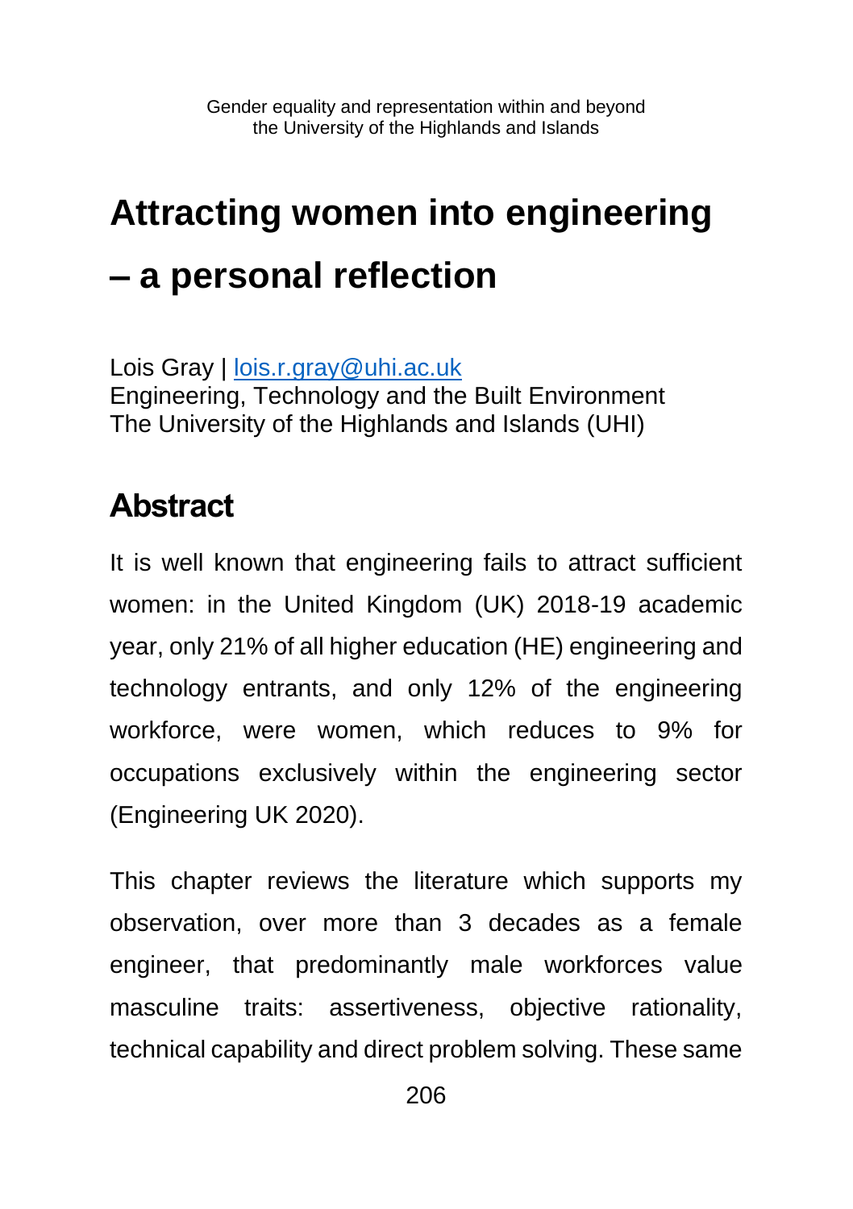# Attracting women into engineering – a personal reflection

Lois Gray | lois.r.gray@uhi.ac.uk
Engineering, Technology and the Built Environment
The University of the Highlands and Islands (UHI)

## Abstract

It is well known that engineering fails to attract sufficient women: in the United Kingdom (UK) 2018-19 academic year, only 21% of all higher education (HE) engineering and technology entrants, and only 12% of the engineering workforce, were women, which reduces to 9% for occupations exclusively within the engineering sector (Engineering UK 2020).

This chapter reviews the literature which supports my observation, over more than 3 decades as a female engineer, that predominantly male workforces value masculine traits: assertiveness, objective rationality, technical capability and direct problem solving. These same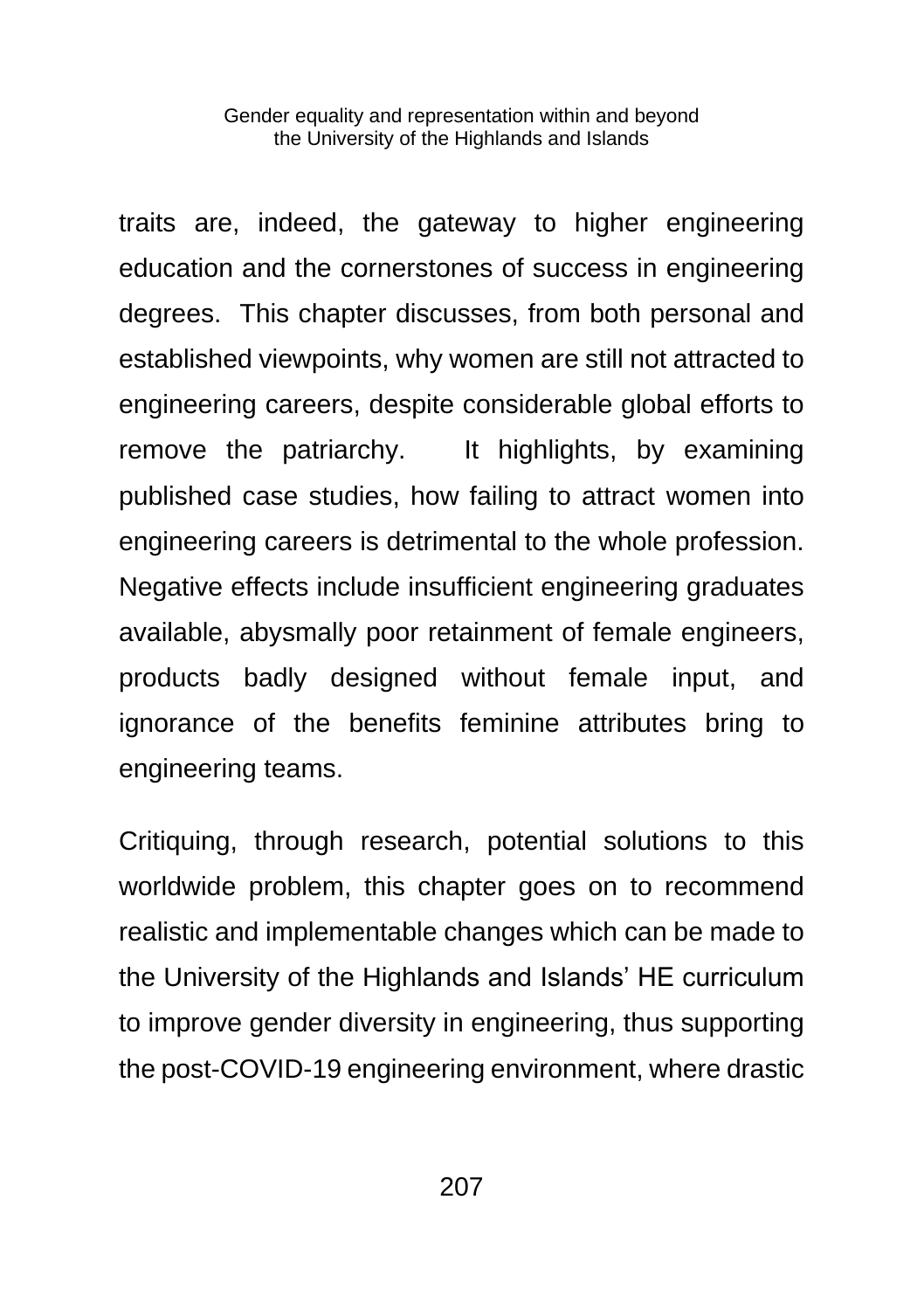traits are, indeed, the gateway to higher engineering education and the cornerstones of success in engineering degrees. This chapter discusses, from both personal and established viewpoints, why women are still not attracted to engineering careers, despite considerable global efforts to remove the patriarchy. It highlights, by examining published case studies, how failing to attract women into engineering careers is detrimental to the whole profession. Negative effects include insufficient engineering graduates available, abysmally poor retainment of female engineers, products badly designed without female input, and ignorance of the benefits feminine attributes bring to engineering teams.

Critiquing, through research, potential solutions to this worldwide problem, this chapter goes on to recommend realistic and implementable changes which can be made to the University of the Highlands and Islands' HE curriculum to improve gender diversity in engineering, thus supporting the post-COVID-19 engineering environment, where drastic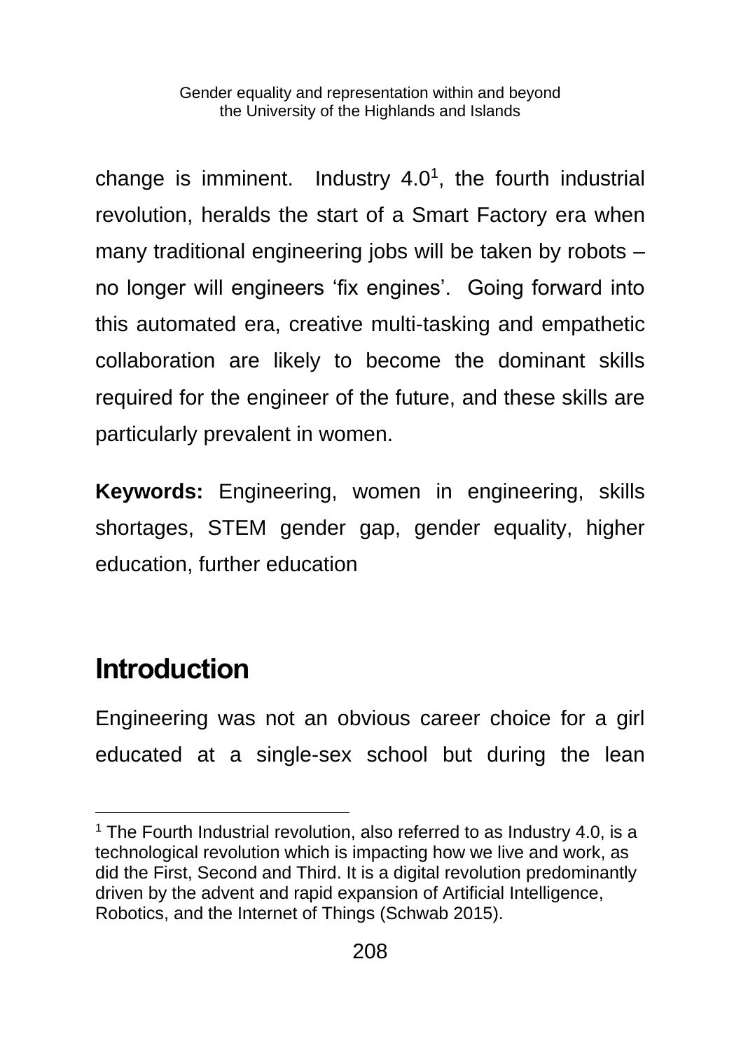change is imminent. Industry 4.0[1], the fourth industrial revolution, heralds the start of a Smart Factory era when many traditional engineering jobs will be taken by robots – no longer will engineers 'fix engines'. Going forward into this automated era, creative multi-tasking and empathetic collaboration are likely to become the dominant skills required for the engineer of the future, and these skills are particularly prevalent in women.

**Keywords:** Engineering, women in engineering, skills shortages, STEM gender gap, gender equality, higher education, further education

## Introduction

Engineering was not an obvious career choice for a girl educated at a single-sex school but during the lean

[1] The Fourth Industrial revolution, also referred to as Industry 4.0, is a technological revolution which is impacting how we live and work, as did the First, Second and Third. It is a digital revolution predominantly driven by the advent and rapid expansion of Artificial Intelligence, Robotics, and the Internet of Things (Schwab 2015).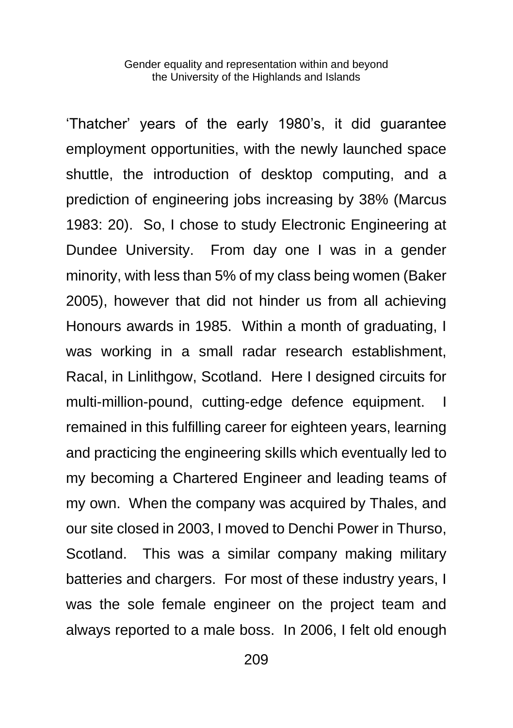'Thatcher' years of the early 1980's, it did guarantee employment opportunities, with the newly launched space shuttle, the introduction of desktop computing, and a prediction of engineering jobs increasing by 38% (Marcus 1983: 20). So, I chose to study Electronic Engineering at Dundee University. From day one I was in a gender minority, with less than 5% of my class being women (Baker 2005), however that did not hinder us from all achieving Honours awards in 1985. Within a month of graduating, I was working in a small radar research establishment, Racal, in Linlithgow, Scotland. Here I designed circuits for multi-million-pound, cutting-edge defence equipment. I remained in this fulfilling career for eighteen years, learning and practicing the engineering skills which eventually led to my becoming a Chartered Engineer and leading teams of my own. When the company was acquired by Thales, and our site closed in 2003, I moved to Denchi Power in Thurso, Scotland. This was a similar company making military batteries and chargers. For most of these industry years, I was the sole female engineer on the project team and always reported to a male boss. In 2006, I felt old enough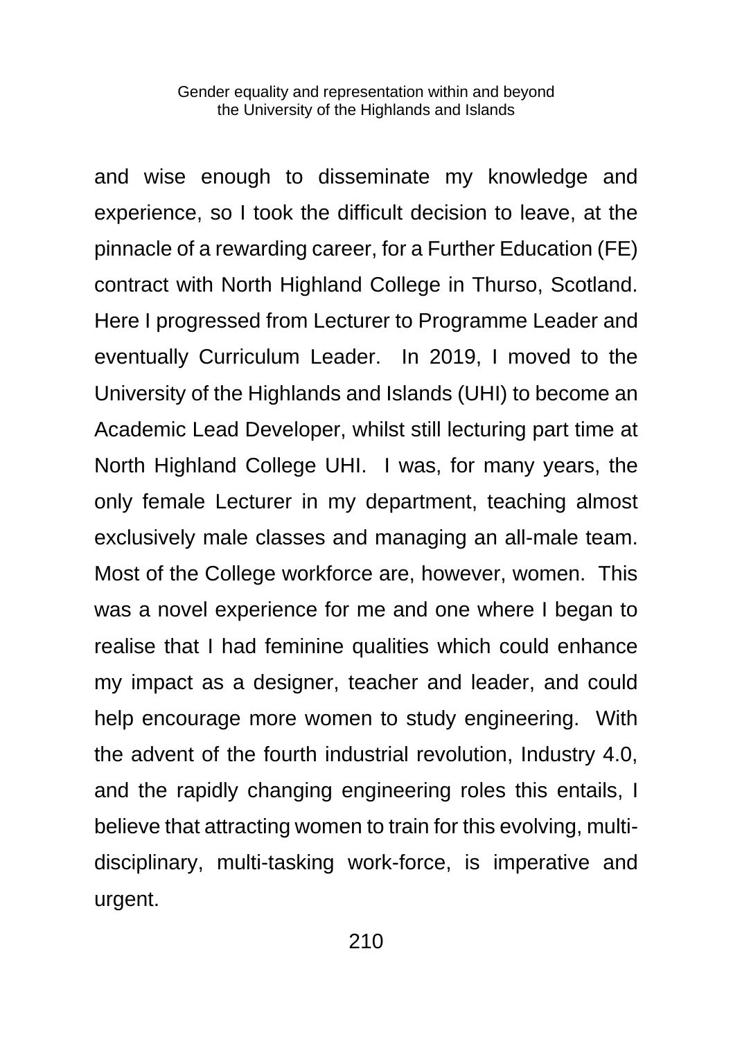and wise enough to disseminate my knowledge and experience, so I took the difficult decision to leave, at the pinnacle of a rewarding career, for a Further Education (FE) contract with North Highland College in Thurso, Scotland. Here I progressed from Lecturer to Programme Leader and eventually Curriculum Leader. In 2019, I moved to the University of the Highlands and Islands (UHI) to become an Academic Lead Developer, whilst still lecturing part time at North Highland College UHI. I was, for many years, the only female Lecturer in my department, teaching almost exclusively male classes and managing an all-male team. Most of the College workforce are, however, women. This was a novel experience for me and one where I began to realise that I had feminine qualities which could enhance my impact as a designer, teacher and leader, and could help encourage more women to study engineering. With the advent of the fourth industrial revolution, Industry 4.0, and the rapidly changing engineering roles this entails, I believe that attracting women to train for this evolving, multi-disciplinary, multi-tasking work-force, is imperative and urgent.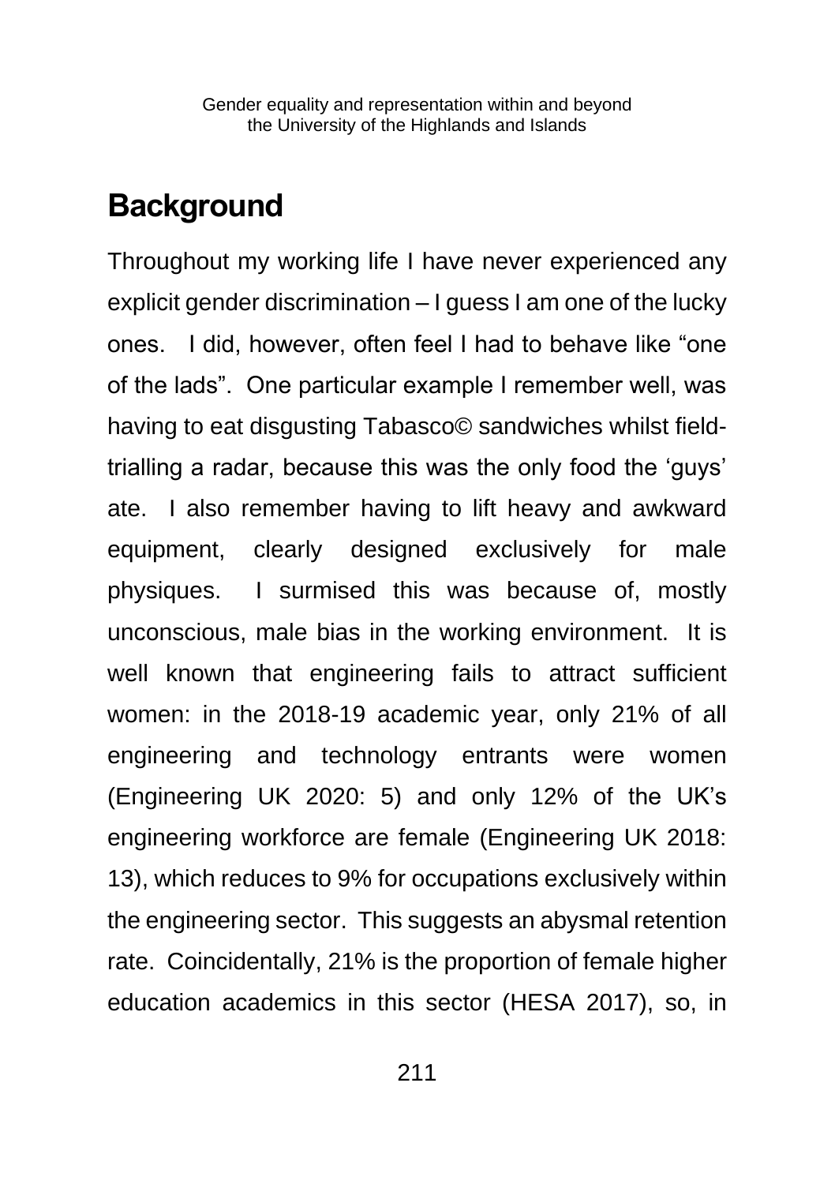## Background

Throughout my working life I have never experienced any explicit gender discrimination – I guess I am one of the lucky ones. I did, however, often feel I had to behave like "one of the lads". One particular example I remember well, was having to eat disgusting Tabasco© sandwiches whilst field-trialling a radar, because this was the only food the 'guys' ate. I also remember having to lift heavy and awkward equipment, clearly designed exclusively for male physiques. I surmised this was because of, mostly unconscious, male bias in the working environment. It is well known that engineering fails to attract sufficient women: in the 2018-19 academic year, only 21% of all engineering and technology entrants were women (Engineering UK 2020: 5) and only 12% of the UK's engineering workforce are female (Engineering UK 2018: 13), which reduces to 9% for occupations exclusively within the engineering sector. This suggests an abysmal retention rate. Coincidentally, 21% is the proportion of female higher education academics in this sector (HESA 2017), so, in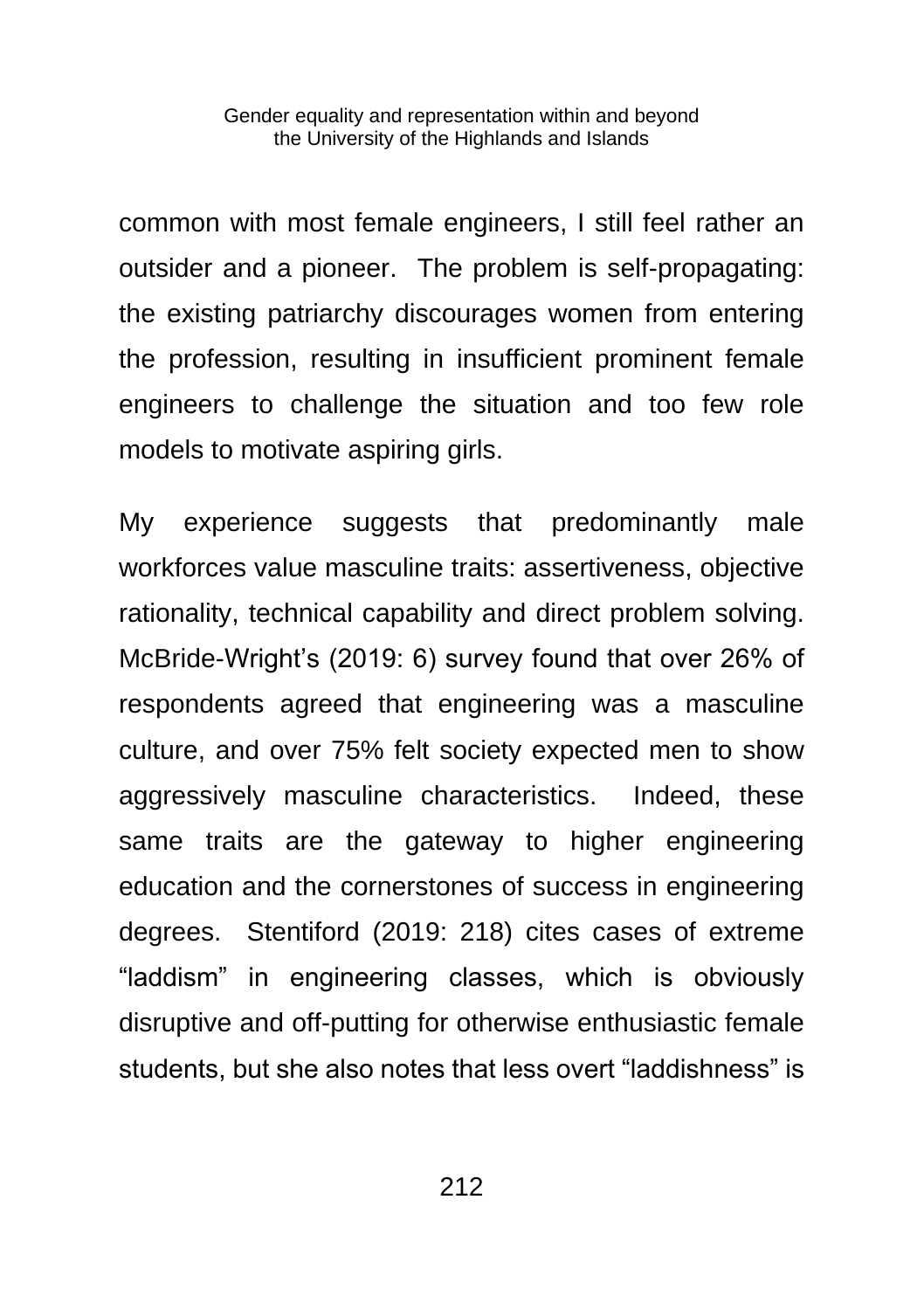common with most female engineers, I still feel rather an outsider and a pioneer. The problem is self-propagating: the existing patriarchy discourages women from entering the profession, resulting in insufficient prominent female engineers to challenge the situation and too few role models to motivate aspiring girls.

My experience suggests that predominantly male workforces value masculine traits: assertiveness, objective rationality, technical capability and direct problem solving. McBride-Wright's (2019: 6) survey found that over 26% of respondents agreed that engineering was a masculine culture, and over 75% felt society expected men to show aggressively masculine characteristics. Indeed, these same traits are the gateway to higher engineering education and the cornerstones of success in engineering degrees. Stentiford (2019: 218) cites cases of extreme "laddism" in engineering classes, which is obviously disruptive and off-putting for otherwise enthusiastic female students, but she also notes that less overt "laddishness" is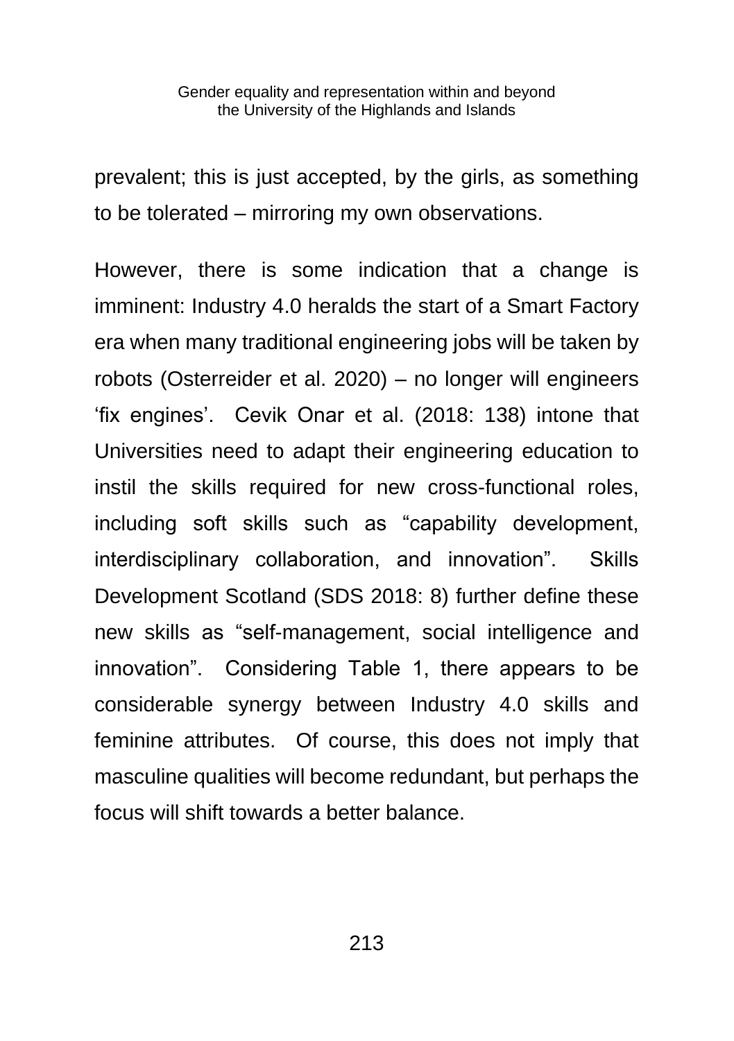prevalent; this is just accepted, by the girls, as something to be tolerated – mirroring my own observations.

However, there is some indication that a change is imminent: Industry 4.0 heralds the start of a Smart Factory era when many traditional engineering jobs will be taken by robots (Osterreider et al. 2020) – no longer will engineers 'fix engines'.  Cevik Onar et al. (2018: 138) intone that Universities need to adapt their engineering education to instil the skills required for new cross-functional roles, including soft skills such as "capability development, interdisciplinary collaboration, and innovation".  Skills Development Scotland (SDS 2018: 8) further define these new skills as "self-management, social intelligence and innovation".  Considering Table 1, there appears to be considerable synergy between Industry 4.0 skills and feminine attributes.  Of course, this does not imply that masculine qualities will become redundant, but perhaps the focus will shift towards a better balance.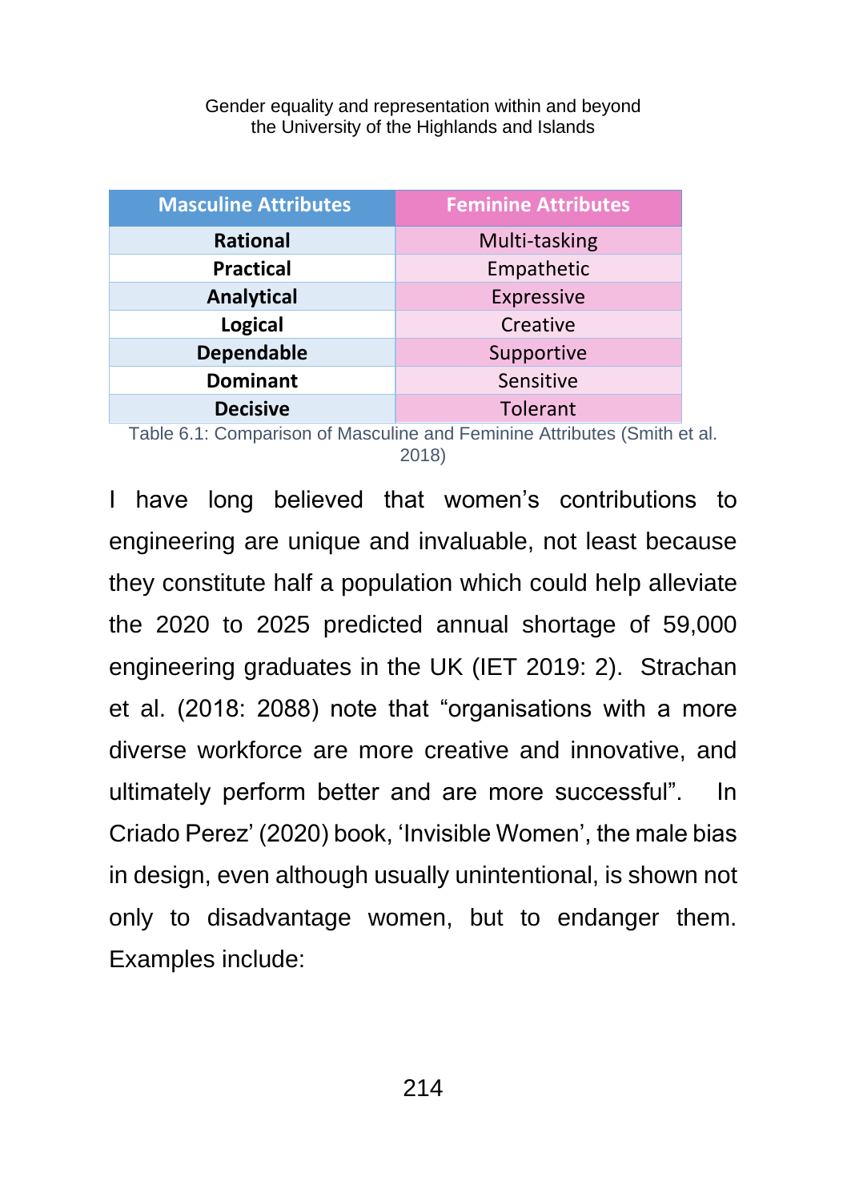| Masculine Attributes | Feminine Attributes |
|---|---|
| **Rational** | Multi-tasking |
| **Practical** | Empathetic |
| **Analytical** | Expressive |
| **Logical** | Creative |
| **Dependable** | Supportive |
| **Dominant** | Sensitive |
| **Decisive** | Tolerant |

Table 6.1: Comparison of Masculine and Feminine Attributes (Smith et al. 2018)

I have long believed that women's contributions to engineering are unique and invaluable, not least because they constitute half a population which could help alleviate the 2020 to 2025 predicted annual shortage of 59,000 engineering graduates in the UK (IET 2019: 2). Strachan et al. (2018: 2088) note that "organisations with a more diverse workforce are more creative and innovative, and ultimately perform better and are more successful". In Criado Perez' (2020) book, 'Invisible Women', the male bias in design, even although usually unintentional, is shown not only to disadvantage women, but to endanger them. Examples include: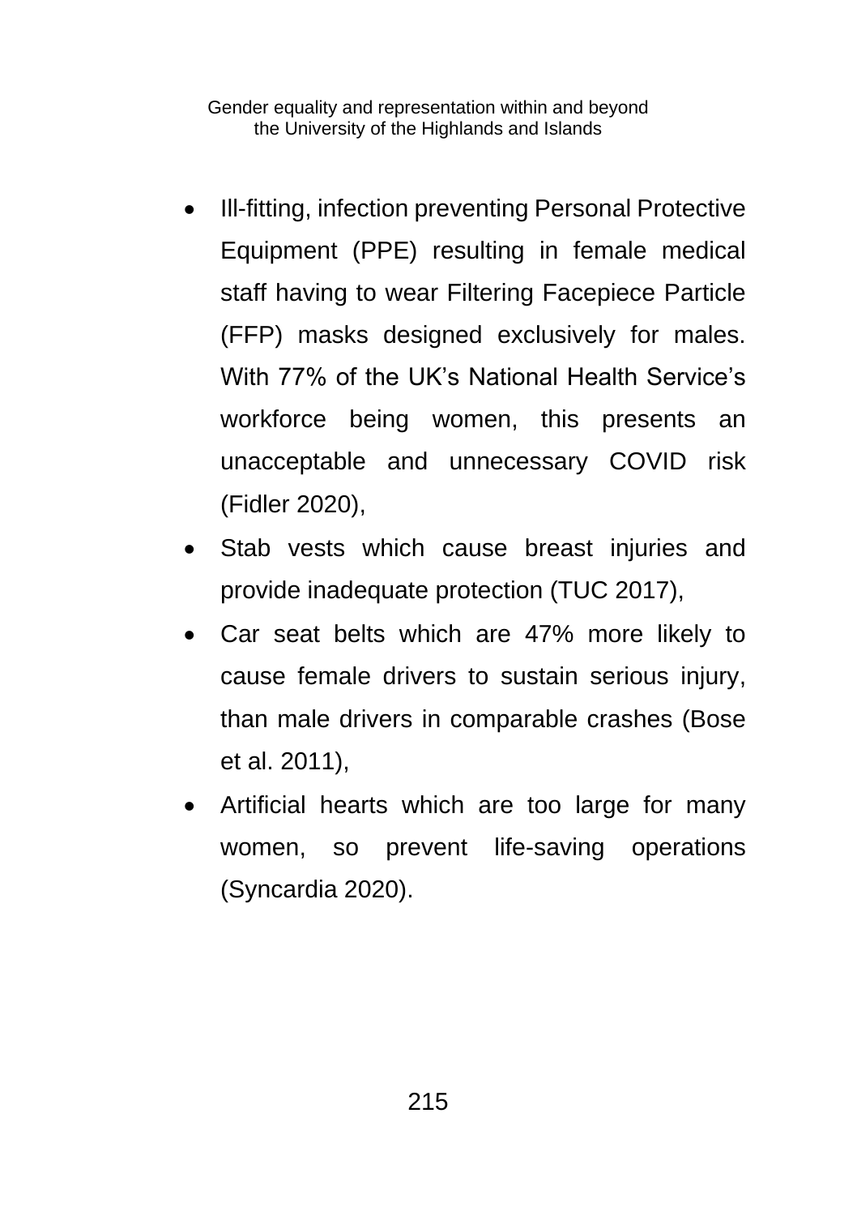- Ill-fitting, infection preventing Personal Protective Equipment (PPE) resulting in female medical staff having to wear Filtering Facepiece Particle (FFP) masks designed exclusively for males. With 77% of the UK's National Health Service's workforce being women, this presents an unacceptable and unnecessary COVID risk (Fidler 2020),
- Stab vests which cause breast injuries and provide inadequate protection (TUC 2017),
- Car seat belts which are 47% more likely to cause female drivers to sustain serious injury, than male drivers in comparable crashes (Bose et al. 2011),
- Artificial hearts which are too large for many women, so prevent life-saving operations (Syncardia 2020).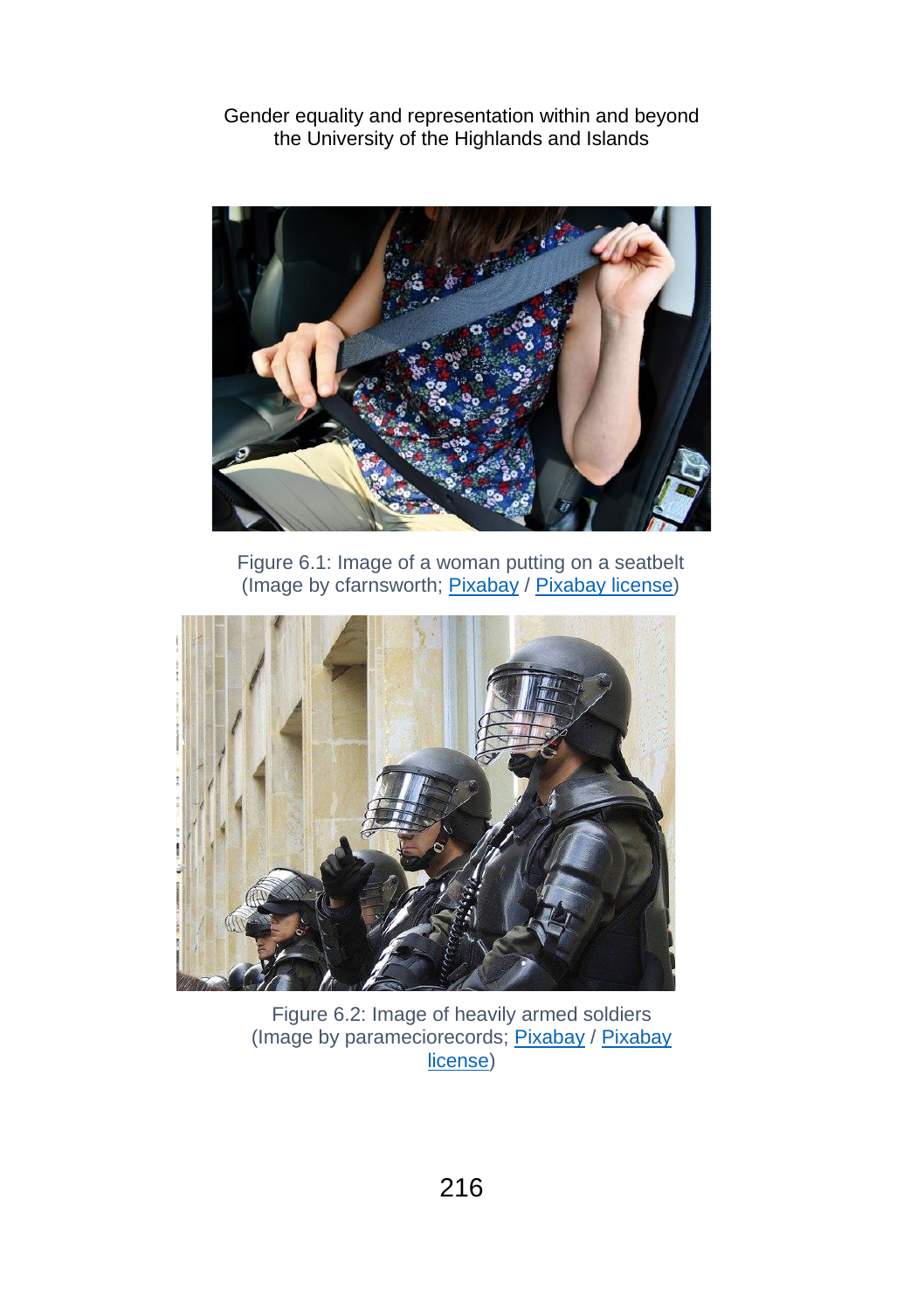Figure 6.1: Image of a woman putting on a seatbelt (Image by cfarnsworth; [Pixabay](https://pixabay.com) / [Pixabay license](https://pixabay.com/service/license/))

Figure 6.2: Image of heavily armed soldiers (Image by parameciorecords; [Pixabay](https://pixabay.com) / [Pixabay license](https://pixabay.com/service/license/))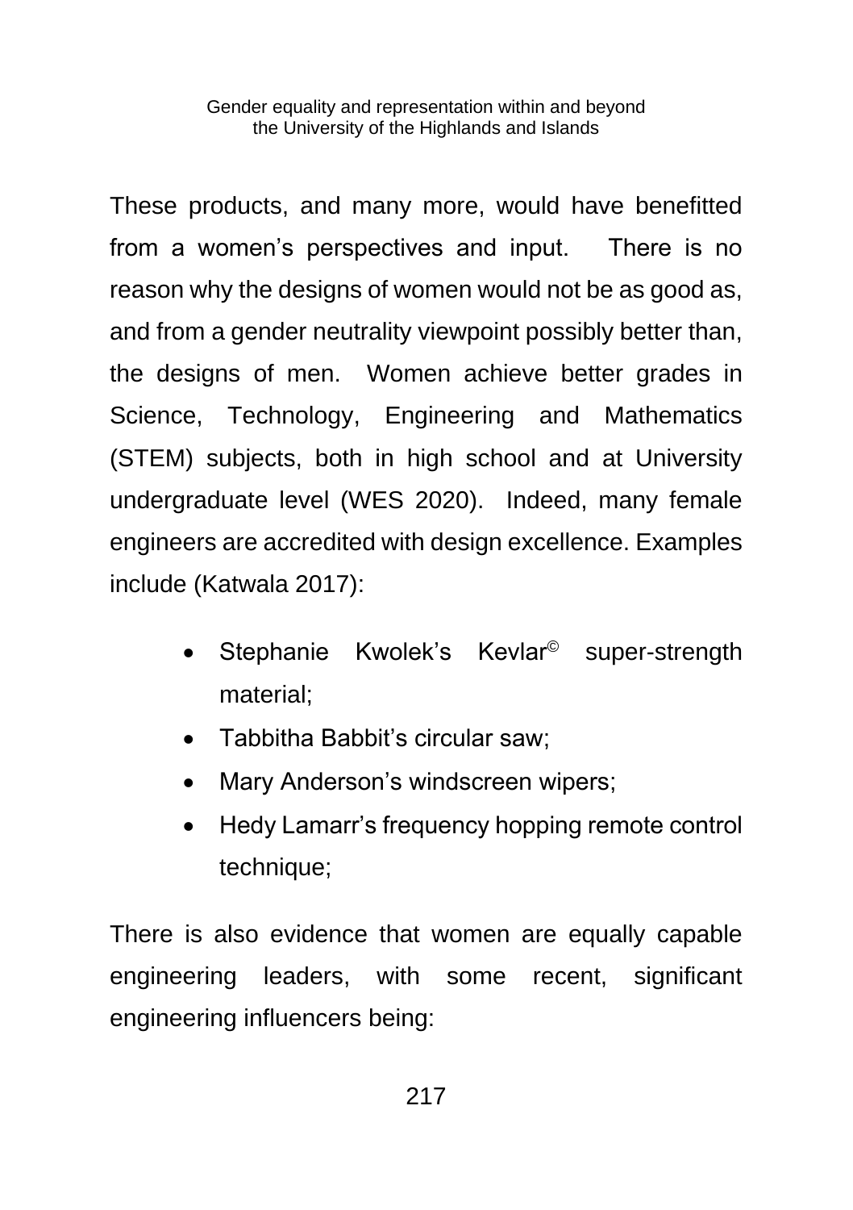These products, and many more, would have benefitted from a women's perspectives and input. There is no reason why the designs of women would not be as good as, and from a gender neutrality viewpoint possibly better than, the designs of men. Women achieve better grades in Science, Technology, Engineering and Mathematics (STEM) subjects, both in high school and at University undergraduate level (WES 2020). Indeed, many female engineers are accredited with design excellence. Examples include (Katwala 2017):

- Stephanie Kwolek's Kevlar© super-strength material;
- Tabbitha Babbit's circular saw;
- Mary Anderson's windscreen wipers;
- Hedy Lamarr's frequency hopping remote control technique;

There is also evidence that women are equally capable engineering leaders, with some recent, significant engineering influencers being: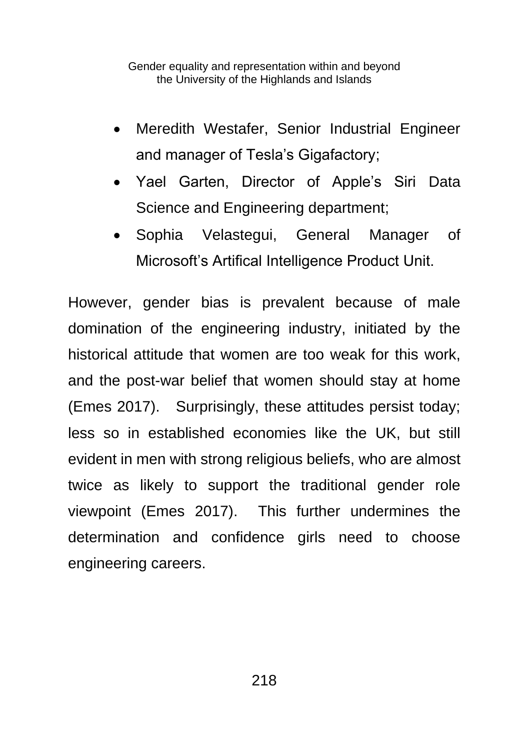- Meredith Westafer, Senior Industrial Engineer and manager of Tesla's Gigafactory;
- Yael Garten, Director of Apple's Siri Data Science and Engineering department;
- Sophia Velastegui, General Manager of Microsoft's Artifical Intelligence Product Unit.

However, gender bias is prevalent because of male domination of the engineering industry, initiated by the historical attitude that women are too weak for this work, and the post-war belief that women should stay at home (Emes 2017). Surprisingly, these attitudes persist today; less so in established economies like the UK, but still evident in men with strong religious beliefs, who are almost twice as likely to support the traditional gender role viewpoint (Emes 2017). This further undermines the determination and confidence girls need to choose engineering careers.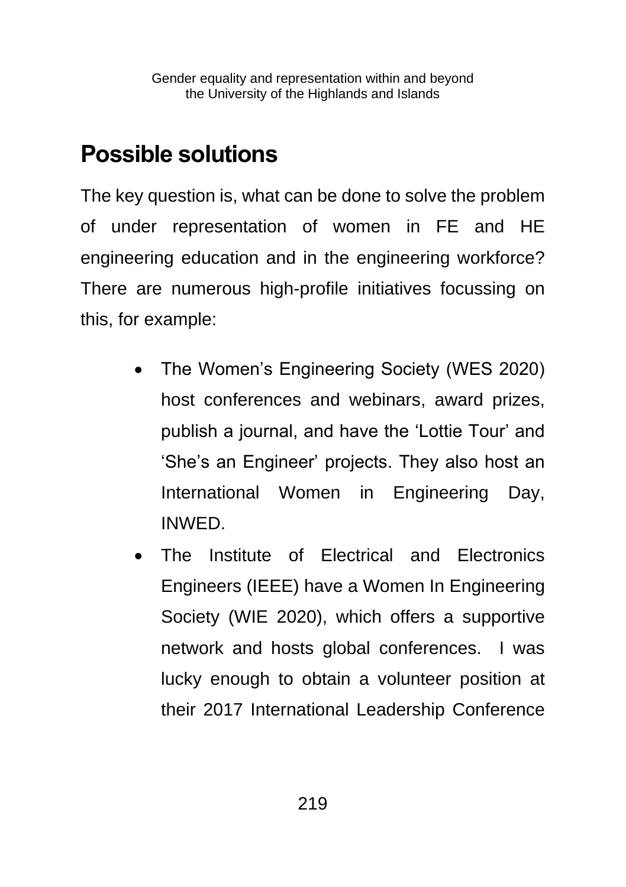## Possible solutions

The key question is, what can be done to solve the problem of under representation of women in FE and HE engineering education and in the engineering workforce? There are numerous high-profile initiatives focussing on this, for example:

- The Women's Engineering Society (WES 2020) host conferences and webinars, award prizes, publish a journal, and have the 'Lottie Tour' and 'She's an Engineer' projects. They also host an International Women in Engineering Day, INWED.
- The Institute of Electrical and Electronics Engineers (IEEE) have a Women In Engineering Society (WIE 2020), which offers a supportive network and hosts global conferences. I was lucky enough to obtain a volunteer position at their 2017 International Leadership Conference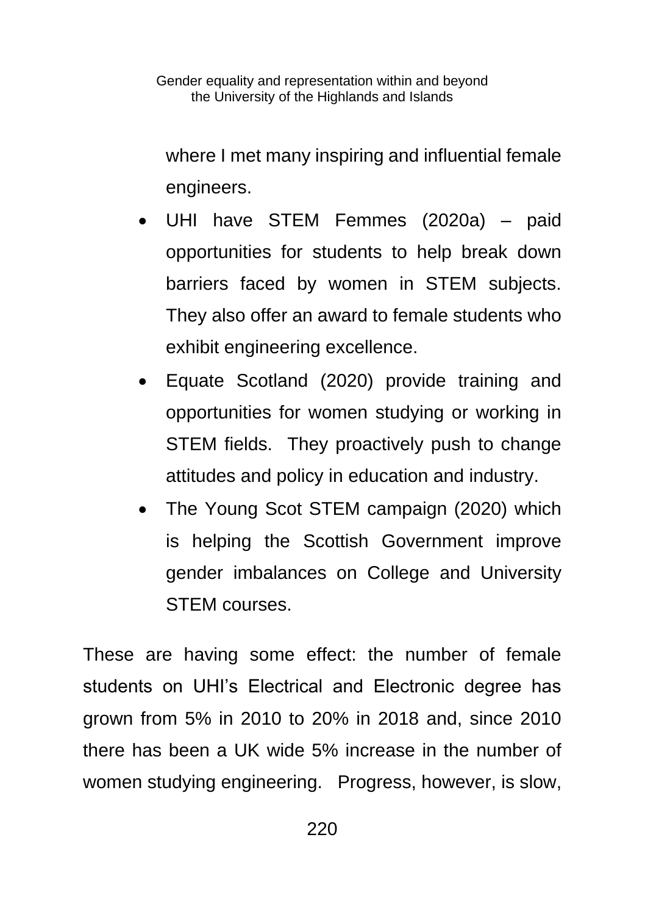where I met many inspiring and influential female engineers.

- UHI have STEM Femmes (2020a) – paid opportunities for students to help break down barriers faced by women in STEM subjects. They also offer an award to female students who exhibit engineering excellence.
- Equate Scotland (2020) provide training and opportunities for women studying or working in STEM fields. They proactively push to change attitudes and policy in education and industry.
- The Young Scot STEM campaign (2020) which is helping the Scottish Government improve gender imbalances on College and University STEM courses.

These are having some effect: the number of female students on UHI's Electrical and Electronic degree has grown from 5% in 2010 to 20% in 2018 and, since 2010 there has been a UK wide 5% increase in the number of women studying engineering. Progress, however, is slow,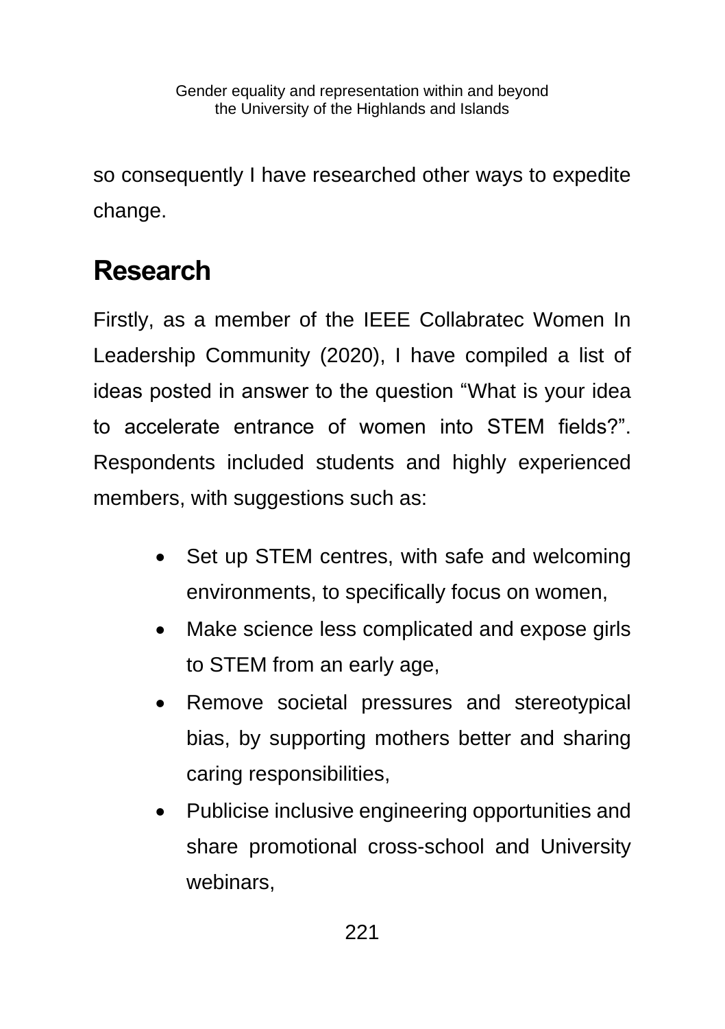so consequently I have researched other ways to expedite change.

## Research

Firstly, as a member of the IEEE Collabratec Women In Leadership Community (2020), I have compiled a list of ideas posted in answer to the question "What is your idea to accelerate entrance of women into STEM fields?". Respondents included students and highly experienced members, with suggestions such as:

- Set up STEM centres, with safe and welcoming environments, to specifically focus on women,
- Make science less complicated and expose girls to STEM from an early age,
- Remove societal pressures and stereotypical bias, by supporting mothers better and sharing caring responsibilities,
- Publicise inclusive engineering opportunities and share promotional cross-school and University webinars,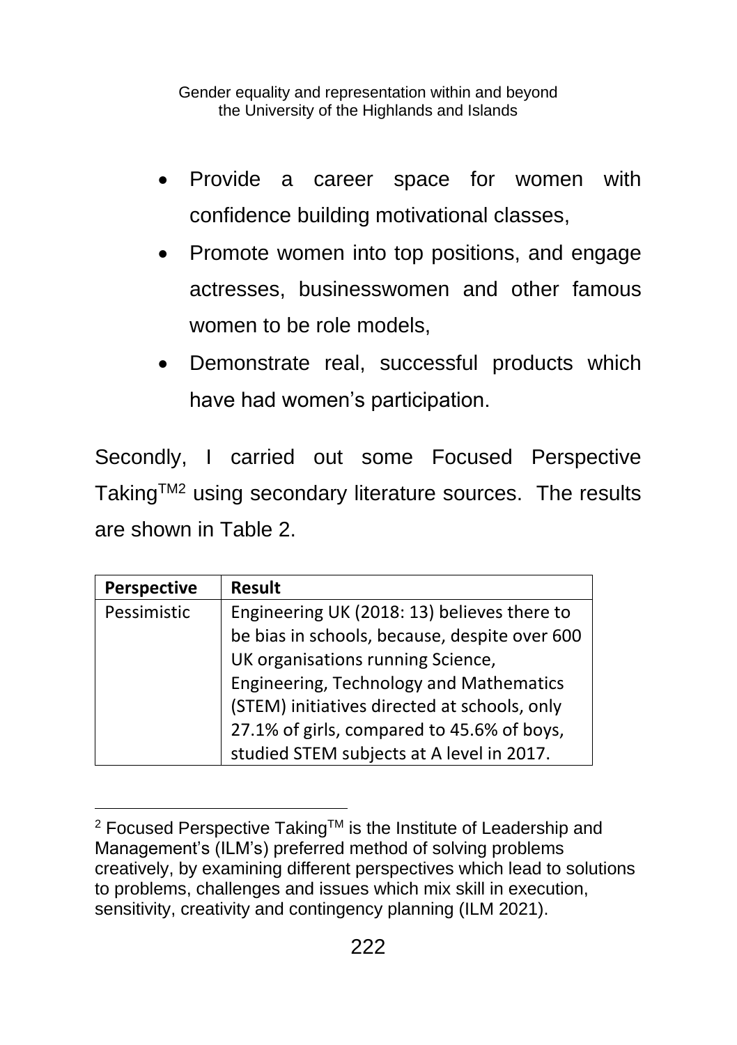- Provide a career space for women with confidence building motivational classes,
- Promote women into top positions, and engage actresses, businesswomen and other famous women to be role models,
- Demonstrate real, successful products which have had women's participation.

Secondly, I carried out some Focused Perspective Taking™[2] using secondary literature sources. The results are shown in Table 2.

| **Perspective** | **Result** |
|---|---|
| Pessimistic | Engineering UK (2018: 13) believes there to be bias in schools, because, despite over 600 UK organisations running Science, Engineering, Technology and Mathematics (STEM) initiatives directed at schools, only 27.1% of girls, compared to 45.6% of boys, studied STEM subjects at A level in 2017. |

[2] Focused Perspective Taking™ is the Institute of Leadership and Management's (ILM's) preferred method of solving problems creatively, by examining different perspectives which lead to solutions to problems, challenges and issues which mix skill in execution, sensitivity, creativity and contingency planning (ILM 2021).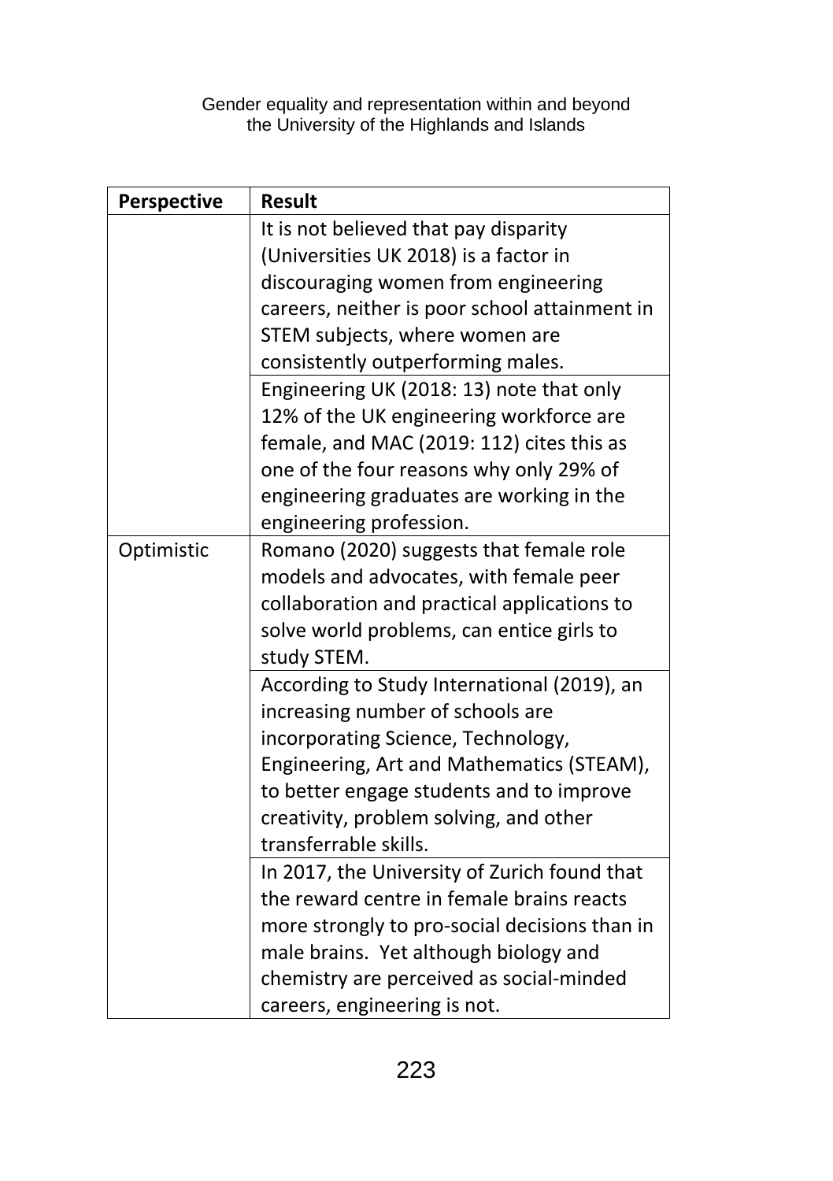| Perspective | Result |
|---|---|
| | It is not believed that pay disparity (Universities UK 2018) is a factor in discouraging women from engineering careers, neither is poor school attainment in STEM subjects, where women are consistently outperforming males. |
| | Engineering UK (2018: 13) note that only 12% of the UK engineering workforce are female, and MAC (2019: 112) cites this as one of the four reasons why only 29% of engineering graduates are working in the engineering profession. |
| Optimistic | Romano (2020) suggests that female role models and advocates, with female peer collaboration and practical applications to solve world problems, can entice girls to study STEM. |
| | According to Study International (2019), an increasing number of schools are incorporating Science, Technology, Engineering, Art and Mathematics (STEAM), to better engage students and to improve creativity, problem solving, and other transferrable skills. |
| | In 2017, the University of Zurich found that the reward centre in female brains reacts more strongly to pro-social decisions than in male brains. Yet although biology and chemistry are perceived as social-minded careers, engineering is not. |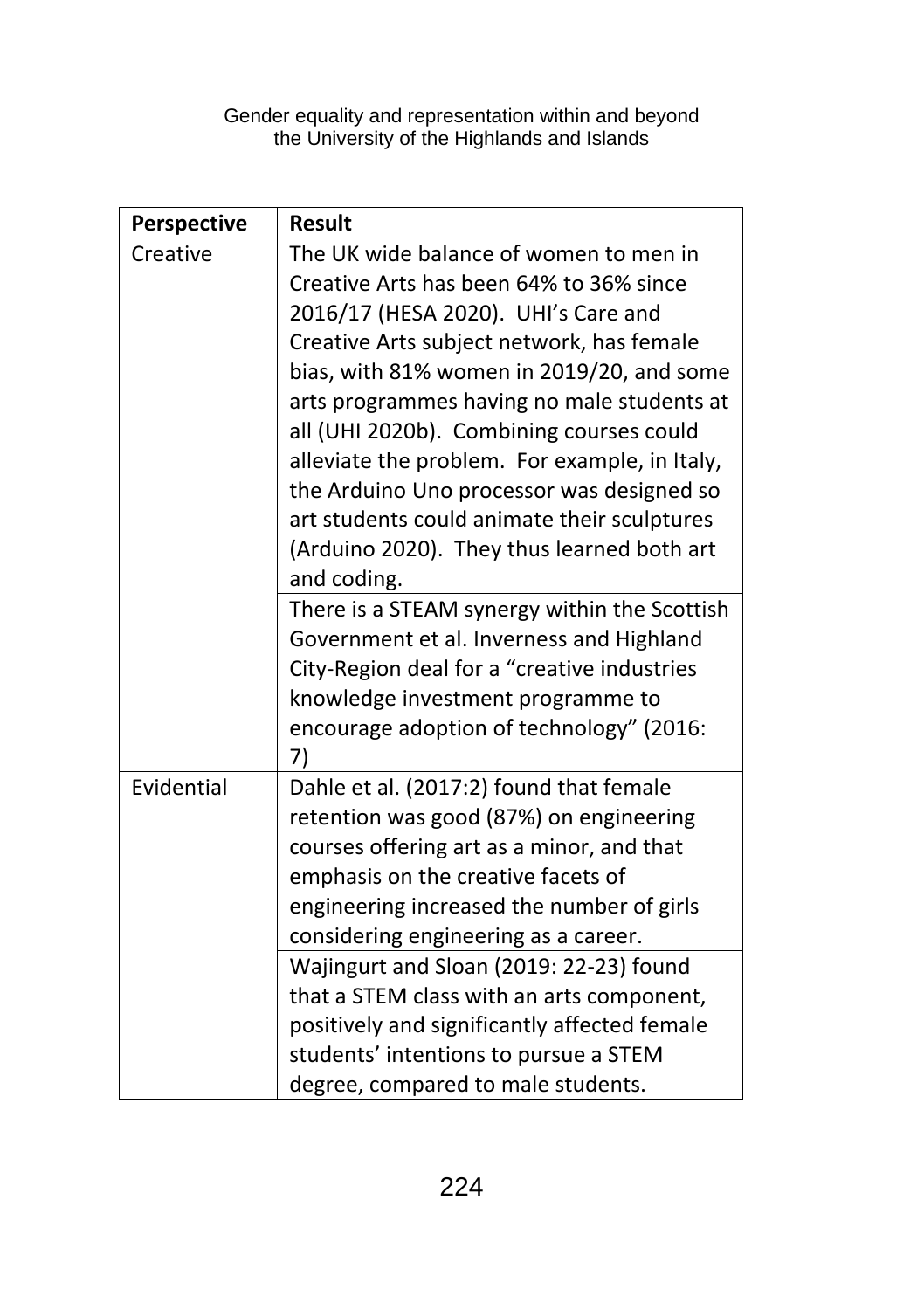| Perspective | Result |
|---|---|
| Creative | The UK wide balance of women to men in Creative Arts has been 64% to 36% since 2016/17 (HESA 2020). UHI's Care and Creative Arts subject network, has female bias, with 81% women in 2019/20, and some arts programmes having no male students at all (UHI 2020b). Combining courses could alleviate the problem. For example, in Italy, the Arduino Uno processor was designed so art students could animate their sculptures (Arduino 2020). They thus learned both art and coding. |
| | There is a STEAM synergy within the Scottish Government et al. Inverness and Highland City-Region deal for a "creative industries knowledge investment programme to encourage adoption of technology" (2016: 7) |
| Evidential | Dahle et al. (2017:2) found that female retention was good (87%) on engineering courses offering art as a minor, and that emphasis on the creative facets of engineering increased the number of girls considering engineering as a career. |
| | Wajingurt and Sloan (2019: 22-23) found that a STEM class with an arts component, positively and significantly affected female students' intentions to pursue a STEM degree, compared to male students. |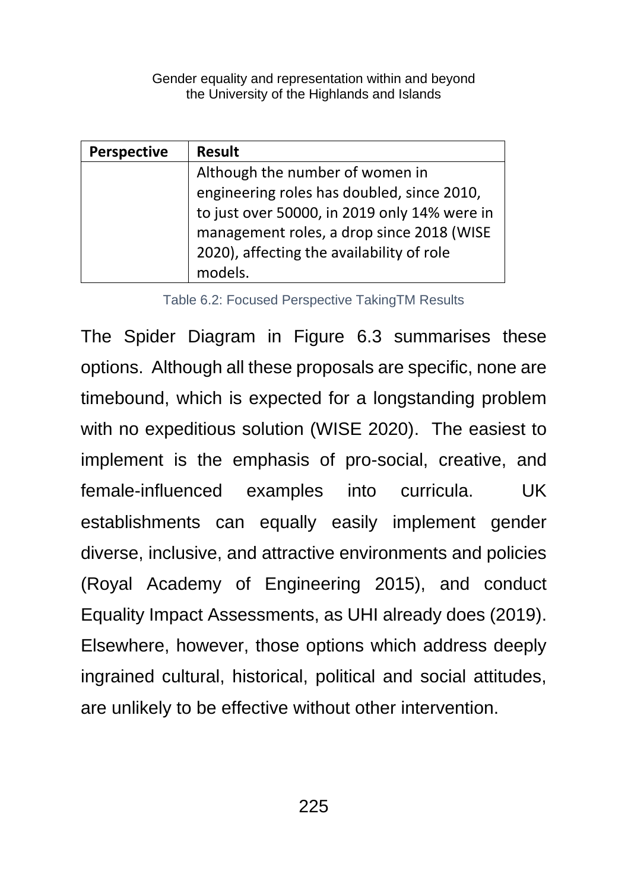| Perspective | Result |
|---|---|
| | Although the number of women in engineering roles has doubled, since 2010, to just over 50000, in 2019 only 14% were in management roles, a drop since 2018 (WISE 2020), affecting the availability of role models. |

Table 6.2: Focused Perspective TakingTM Results

The Spider Diagram in Figure 6.3 summarises these options. Although all these proposals are specific, none are timebound, which is expected for a longstanding problem with no expeditious solution (WISE 2020). The easiest to implement is the emphasis of pro-social, creative, and female-influenced examples into curricula. UK establishments can equally easily implement gender diverse, inclusive, and attractive environments and policies (Royal Academy of Engineering 2015), and conduct Equality Impact Assessments, as UHI already does (2019). Elsewhere, however, those options which address deeply ingrained cultural, historical, political and social attitudes, are unlikely to be effective without other intervention.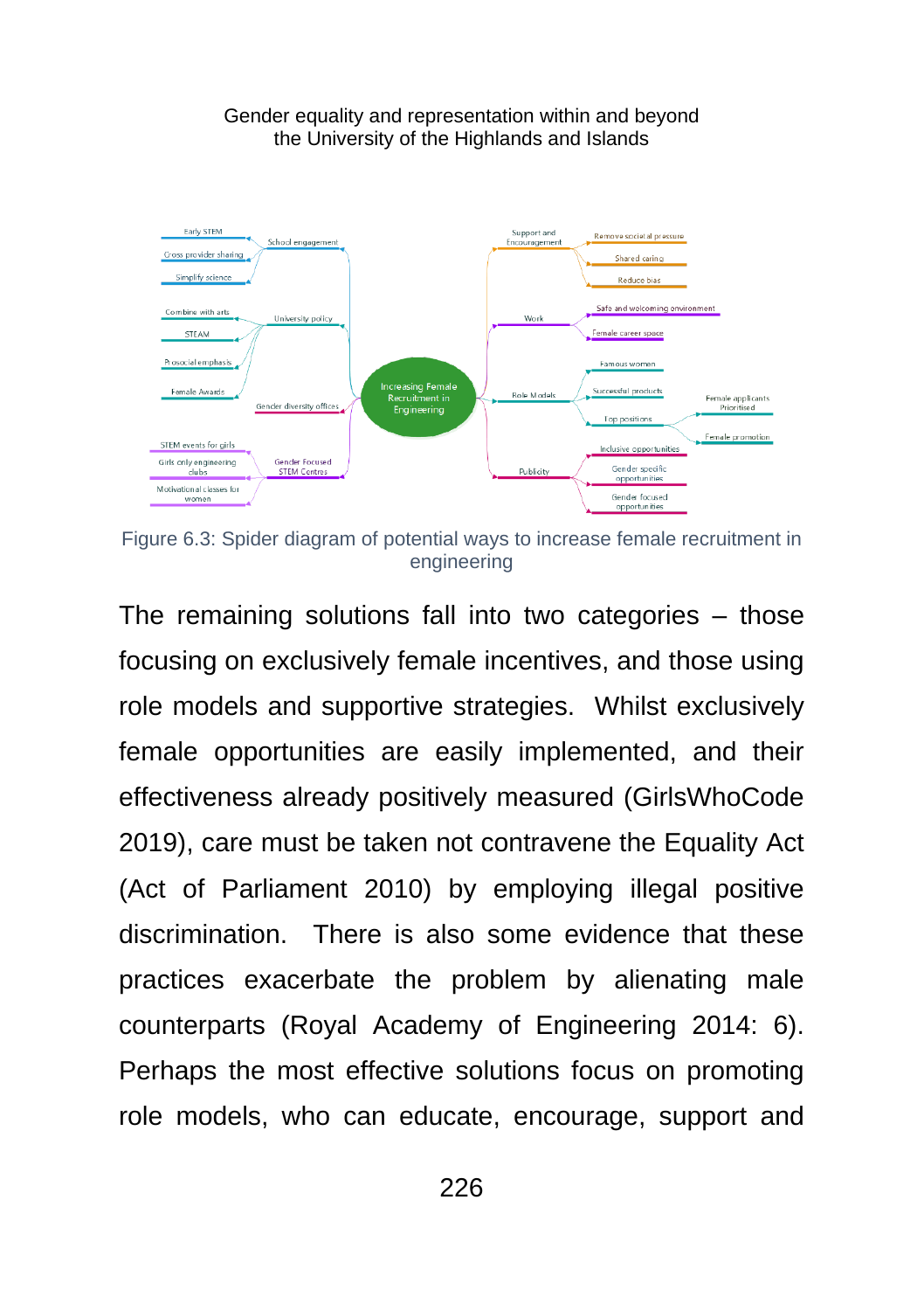Figure 6.3: Spider diagram of potential ways to increase female recruitment in engineering

The remaining solutions fall into two categories – those focusing on exclusively female incentives, and those using role models and supportive strategies. Whilst exclusively female opportunities are easily implemented, and their effectiveness already positively measured (GirlsWhoCode 2019), care must be taken not contravene the Equality Act (Act of Parliament 2010) by employing illegal positive discrimination. There is also some evidence that these practices exacerbate the problem by alienating male counterparts (Royal Academy of Engineering 2014: 6). Perhaps the most effective solutions focus on promoting role models, who can educate, encourage, support and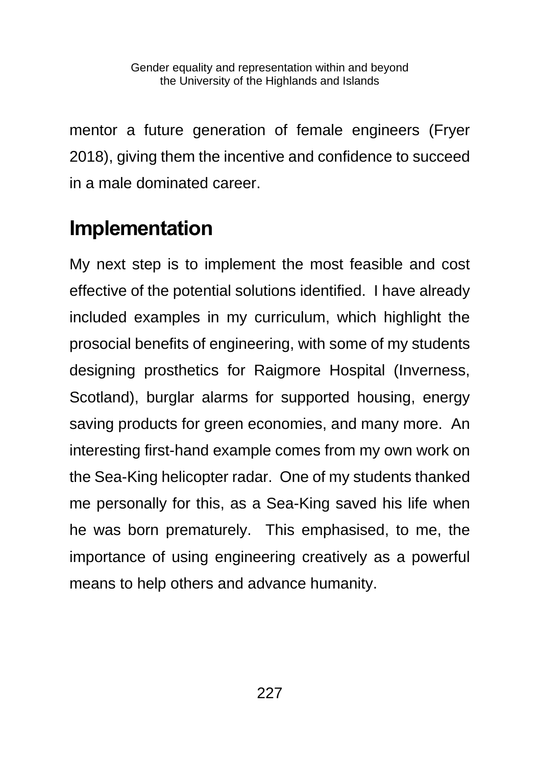mentor a future generation of female engineers (Fryer 2018), giving them the incentive and confidence to succeed in a male dominated career.

## Implementation

My next step is to implement the most feasible and cost effective of the potential solutions identified. I have already included examples in my curriculum, which highlight the prosocial benefits of engineering, with some of my students designing prosthetics for Raigmore Hospital (Inverness, Scotland), burglar alarms for supported housing, energy saving products for green economies, and many more. An interesting first-hand example comes from my own work on the Sea-King helicopter radar. One of my students thanked me personally for this, as a Sea-King saved his life when he was born prematurely. This emphasised, to me, the importance of using engineering creatively as a powerful means to help others and advance humanity.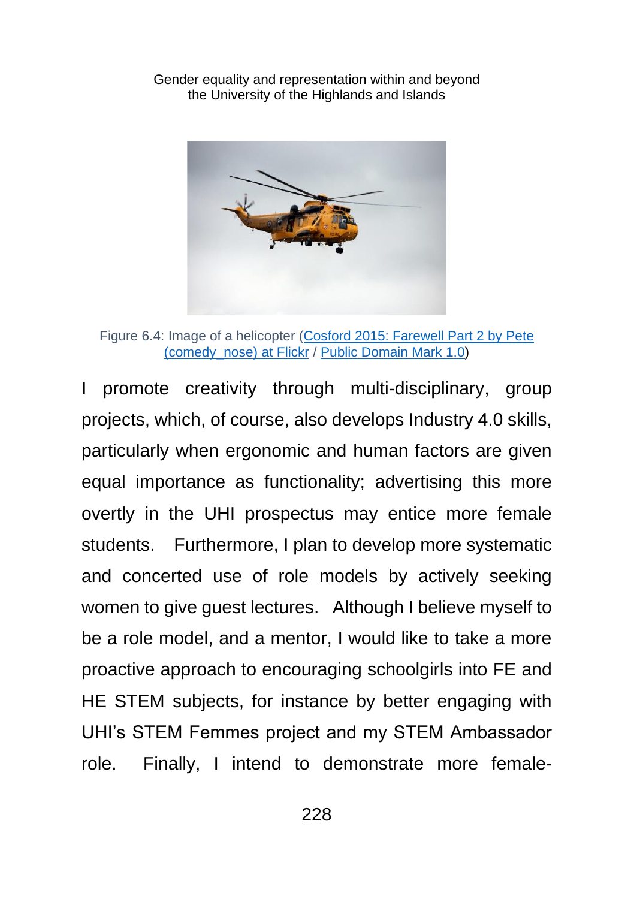Figure 6.4: Image of a helicopter (Cosford 2015: Farewell Part 2 by Pete (comedy_nose) at Flickr / Public Domain Mark 1.0)

I promote creativity through multi-disciplinary, group projects, which, of course, also develops Industry 4.0 skills, particularly when ergonomic and human factors are given equal importance as functionality; advertising this more overtly in the UHI prospectus may entice more female students. Furthermore, I plan to develop more systematic and concerted use of role models by actively seeking women to give guest lectures. Although I believe myself to be a role model, and a mentor, I would like to take a more proactive approach to encouraging schoolgirls into FE and HE STEM subjects, for instance by better engaging with UHI's STEM Femmes project and my STEM Ambassador role. Finally, I intend to demonstrate more female-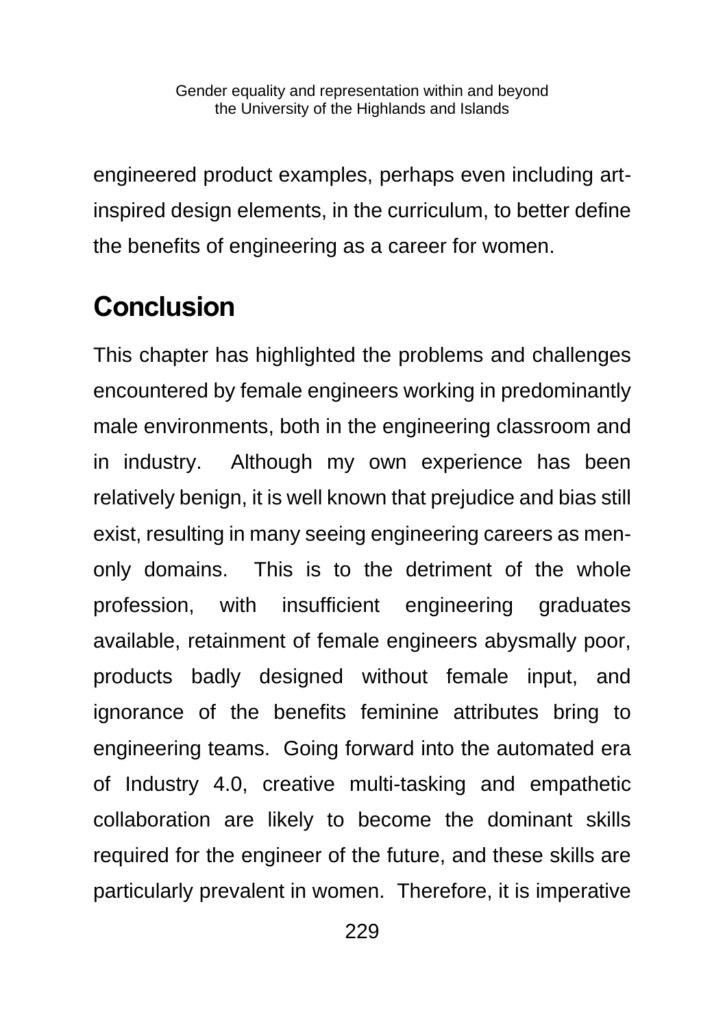engineered product examples, perhaps even including art-inspired design elements, in the curriculum, to better define the benefits of engineering as a career for women.

## Conclusion

This chapter has highlighted the problems and challenges encountered by female engineers working in predominantly male environments, both in the engineering classroom and in industry. Although my own experience has been relatively benign, it is well known that prejudice and bias still exist, resulting in many seeing engineering careers as men-only domains. This is to the detriment of the whole profession, with insufficient engineering graduates available, retainment of female engineers abysmally poor, products badly designed without female input, and ignorance of the benefits feminine attributes bring to engineering teams. Going forward into the automated era of Industry 4.0, creative multi-tasking and empathetic collaboration are likely to become the dominant skills required for the engineer of the future, and these skills are particularly prevalent in women. Therefore, it is imperative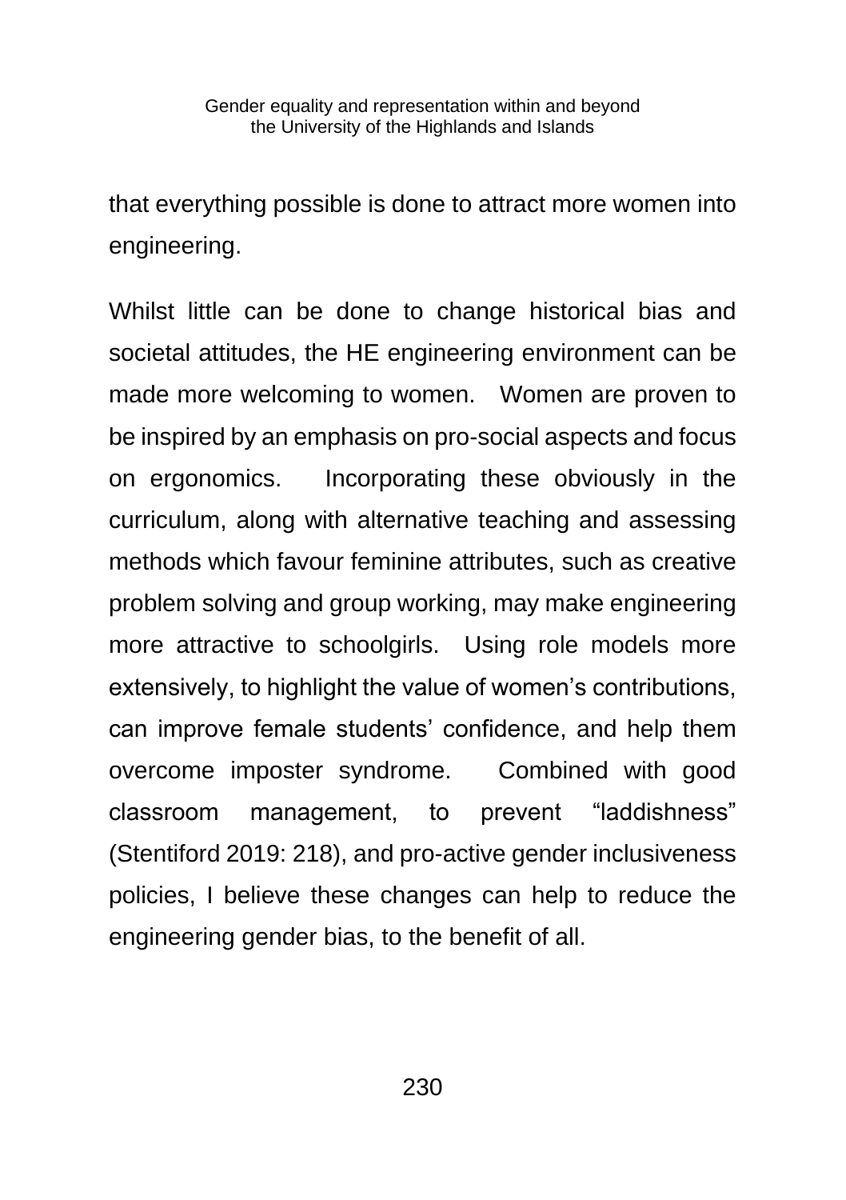that everything possible is done to attract more women into engineering.

Whilst little can be done to change historical bias and societal attitudes, the HE engineering environment can be made more welcoming to women. Women are proven to be inspired by an emphasis on pro-social aspects and focus on ergonomics. Incorporating these obviously in the curriculum, along with alternative teaching and assessing methods which favour feminine attributes, such as creative problem solving and group working, may make engineering more attractive to schoolgirls. Using role models more extensively, to highlight the value of women's contributions, can improve female students' confidence, and help them overcome imposter syndrome. Combined with good classroom management, to prevent "laddishness" (Stentiford 2019: 218), and pro-active gender inclusiveness policies, I believe these changes can help to reduce the engineering gender bias, to the benefit of all.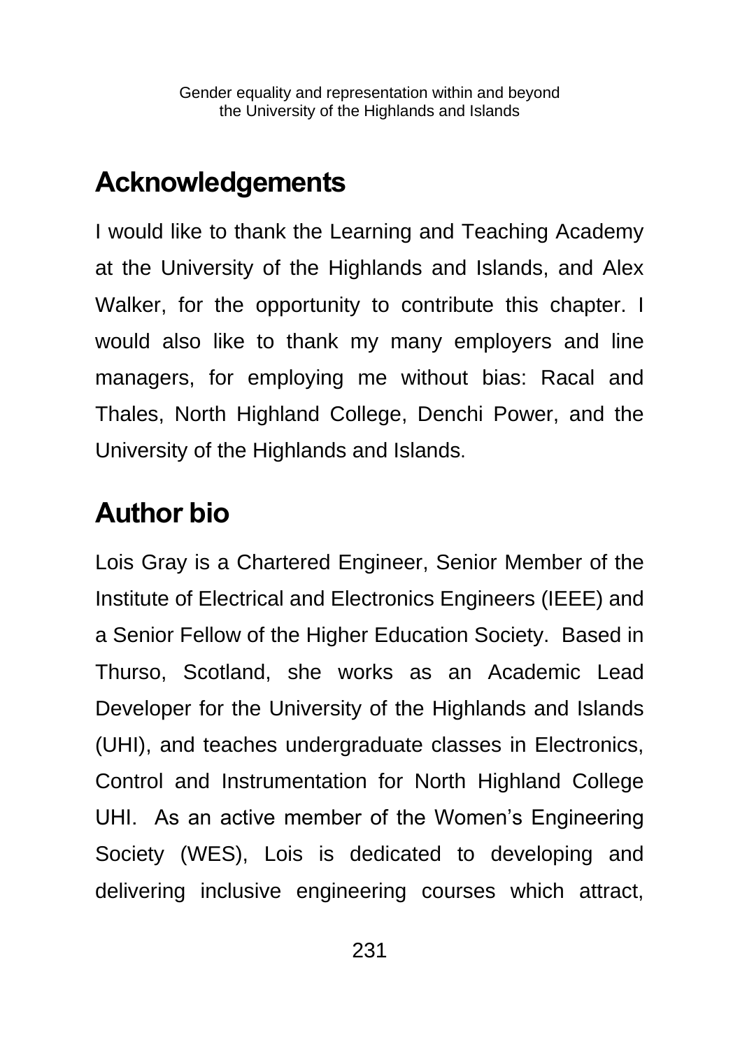## Acknowledgements

I would like to thank the Learning and Teaching Academy at the University of the Highlands and Islands, and Alex Walker, for the opportunity to contribute this chapter. I would also like to thank my many employers and line managers, for employing me without bias: Racal and Thales, North Highland College, Denchi Power, and the University of the Highlands and Islands.

## Author bio

Lois Gray is a Chartered Engineer, Senior Member of the Institute of Electrical and Electronics Engineers (IEEE) and a Senior Fellow of the Higher Education Society. Based in Thurso, Scotland, she works as an Academic Lead Developer for the University of the Highlands and Islands (UHI), and teaches undergraduate classes in Electronics, Control and Instrumentation for North Highland College UHI. As an active member of the Women's Engineering Society (WES), Lois is dedicated to developing and delivering inclusive engineering courses which attract,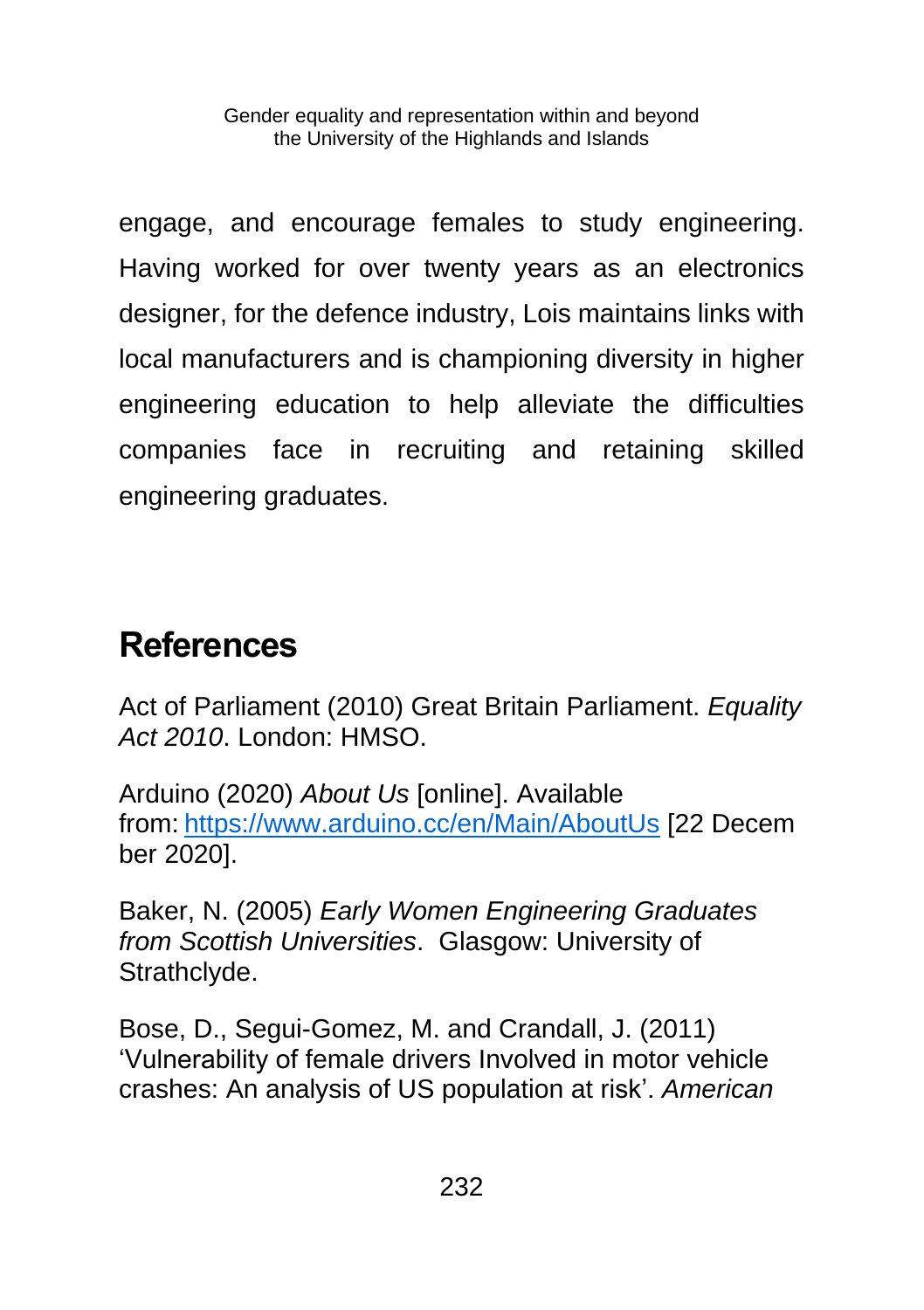engage, and encourage females to study engineering. Having worked for over twenty years as an electronics designer, for the defence industry, Lois maintains links with local manufacturers and is championing diversity in higher engineering education to help alleviate the difficulties companies face in recruiting and retaining skilled engineering graduates.

## References

Act of Parliament (2010) Great Britain Parliament. *Equality Act 2010*. London: HMSO.

Arduino (2020) *About Us* [online]. Available from: https://www.arduino.cc/en/Main/AboutUs [22 December 2020].

Baker, N. (2005) *Early Women Engineering Graduates from Scottish Universities*. Glasgow: University of Strathclyde.

Bose, D., Segui-Gomez, M. and Crandall, J. (2011) 'Vulnerability of female drivers Involved in motor vehicle crashes: An analysis of US population at risk'. *American*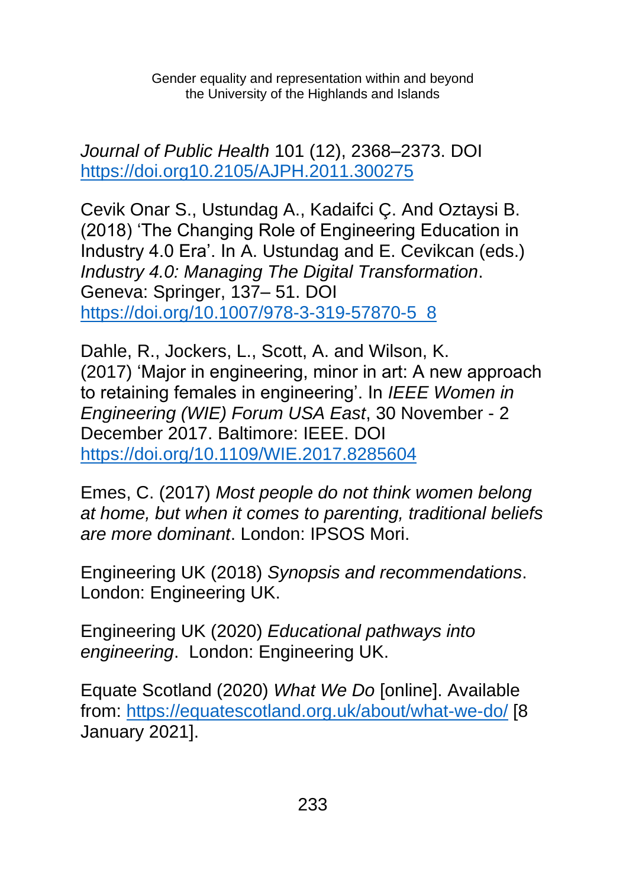*Journal of Public Health* 101 (12), 2368–2373. DOI https://doi.org10.2105/AJPH.2011.300275

Cevik Onar S., Ustundag A., Kadaifci Ç. And Oztaysi B. (2018) 'The Changing Role of Engineering Education in Industry 4.0 Era'. In A. Ustundag and E. Cevikcan (eds.) *Industry 4.0: Managing The Digital Transformation*. Geneva: Springer, 137– 51. DOI https://doi.org/10.1007/978-3-319-57870-5_8

Dahle, R., Jockers, L., Scott, A. and Wilson, K. (2017) 'Major in engineering, minor in art: A new approach to retaining females in engineering'. In *IEEE Women in Engineering (WIE) Forum USA East*, 30 November - 2 December 2017. Baltimore: IEEE. DOI https://doi.org/10.1109/WIE.2017.8285604

Emes, C. (2017) *Most people do not think women belong at home, but when it comes to parenting, traditional beliefs are more dominant*. London: IPSOS Mori.

Engineering UK (2018) *Synopsis and recommendations*. London: Engineering UK.

Engineering UK (2020) *Educational pathways into engineering*. London: Engineering UK.

Equate Scotland (2020) *What We Do* [online]. Available from: https://equatescotland.org.uk/about/what-we-do/ [8 January 2021].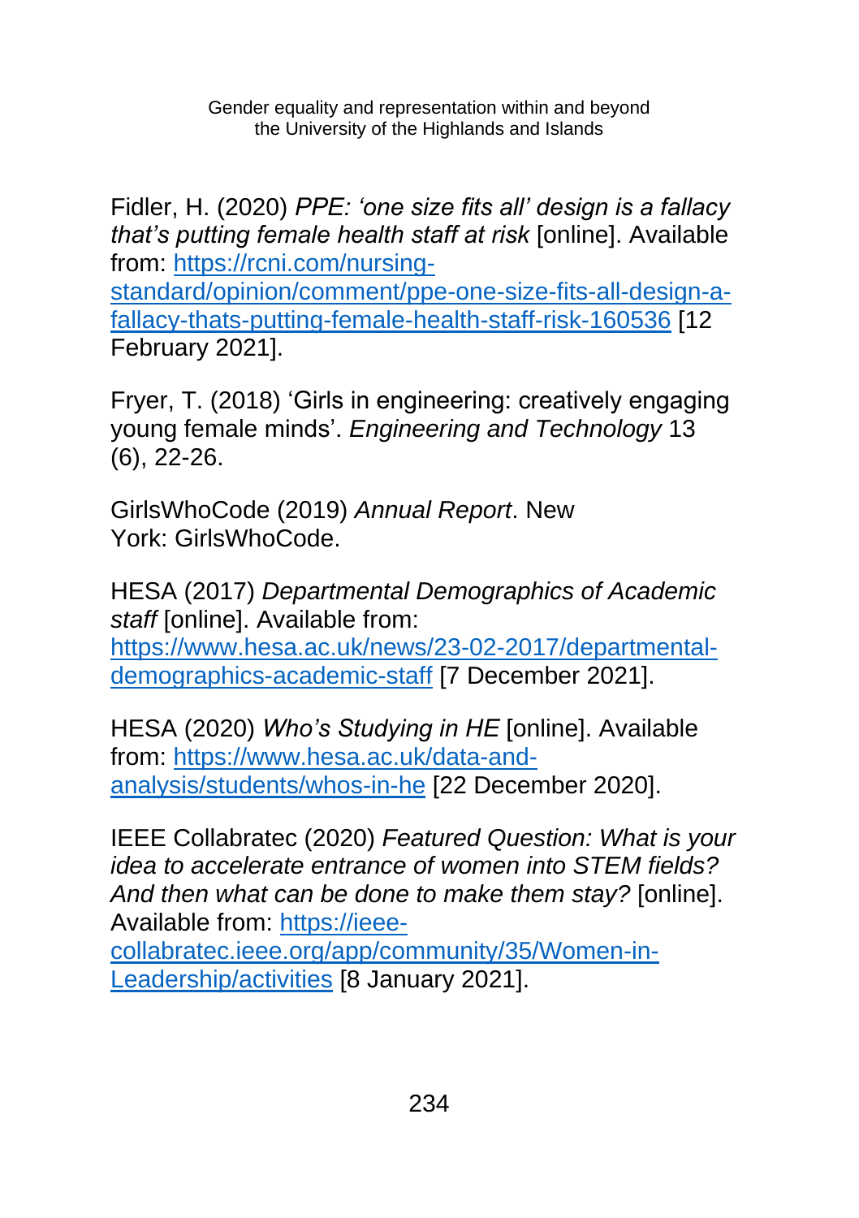Fidler, H. (2020) *PPE: ‘one size fits all’ design is a fallacy that’s putting female health staff at risk* [online]. Available from: https://rcni.com/nursing-standard/opinion/comment/ppe-one-size-fits-all-design-a-fallacy-thats-putting-female-health-staff-risk-160536 [12 February 2021].

Fryer, T. (2018) ‘Girls in engineering: creatively engaging young female minds’. *Engineering and Technology* 13 (6), 22-26.

GirlsWhoCode (2019) *Annual Report*. New York: GirlsWhoCode.

HESA (2017) *Departmental Demographics of Academic staff* [online]. Available from: https://www.hesa.ac.uk/news/23-02-2017/departmental-demographics-academic-staff [7 December 2021].

HESA (2020) *Who’s Studying in HE* [online]. Available from: https://www.hesa.ac.uk/data-and-analysis/students/whos-in-he [22 December 2020].

IEEE Collabratec (2020) *Featured Question: What is your idea to accelerate entrance of women into STEM fields? And then what can be done to make them stay?* [online]. Available from: https://ieee-collabratec.ieee.org/app/community/35/Women-in-Leadership/activities [8 January 2021].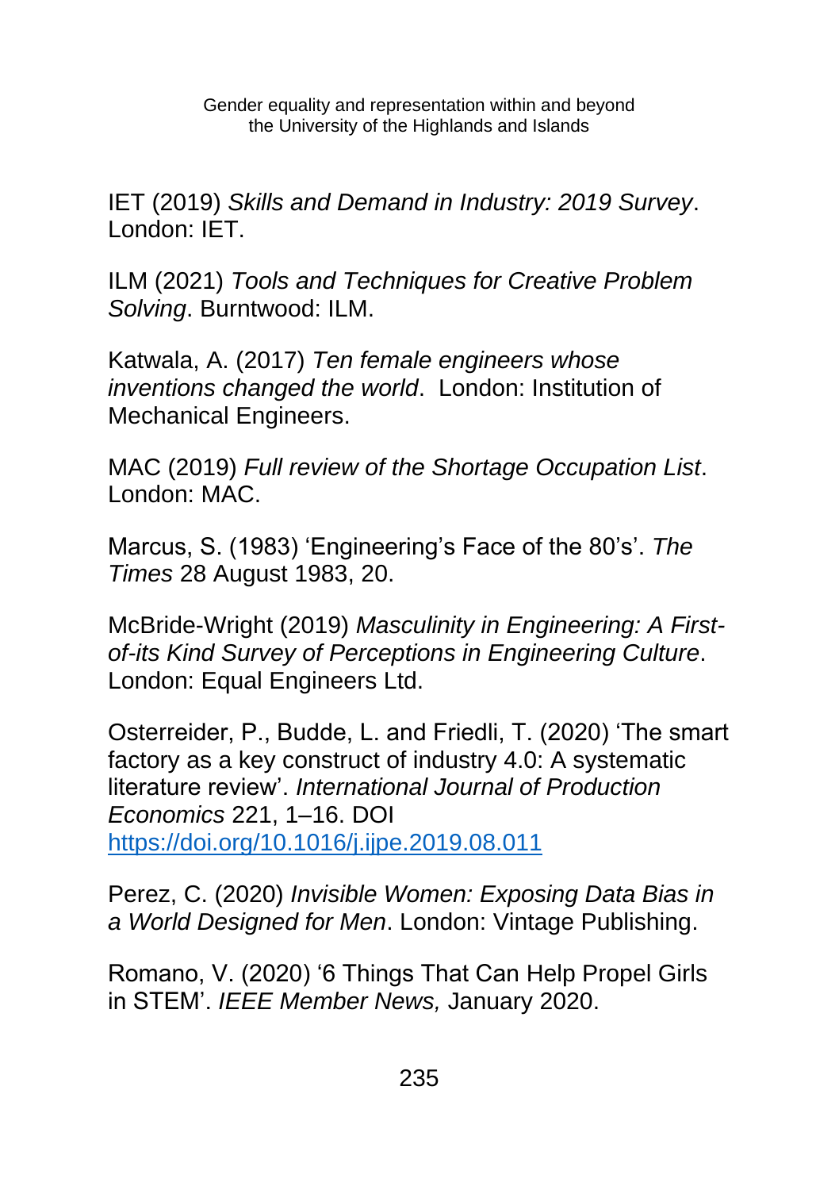IET (2019) *Skills and Demand in Industry: 2019 Survey*. London: IET.

ILM (2021) *Tools and Techniques for Creative Problem Solving*. Burntwood: ILM.

Katwala, A. (2017) *Ten female engineers whose inventions changed the world*. London: Institution of Mechanical Engineers.

MAC (2019) *Full review of the Shortage Occupation List*. London: MAC.

Marcus, S. (1983) 'Engineering's Face of the 80's'. *The Times* 28 August 1983, 20.

McBride-Wright (2019) *Masculinity in Engineering: A First-of-its Kind Survey of Perceptions in Engineering Culture*. London: Equal Engineers Ltd.

Osterreider, P., Budde, L. and Friedli, T. (2020) 'The smart factory as a key construct of industry 4.0: A systematic literature review'. *International Journal of Production Economics* 221, 1–16. DOI [https://doi.org/10.1016/j.ijpe.2019.08.011](https://doi.org/10.1016/j.ijpe.2019.08.011)

Perez, C. (2020) *Invisible Women: Exposing Data Bias in a World Designed for Men*. London: Vintage Publishing.

Romano, V. (2020) '6 Things That Can Help Propel Girls in STEM'. *IEEE Member News,* January 2020.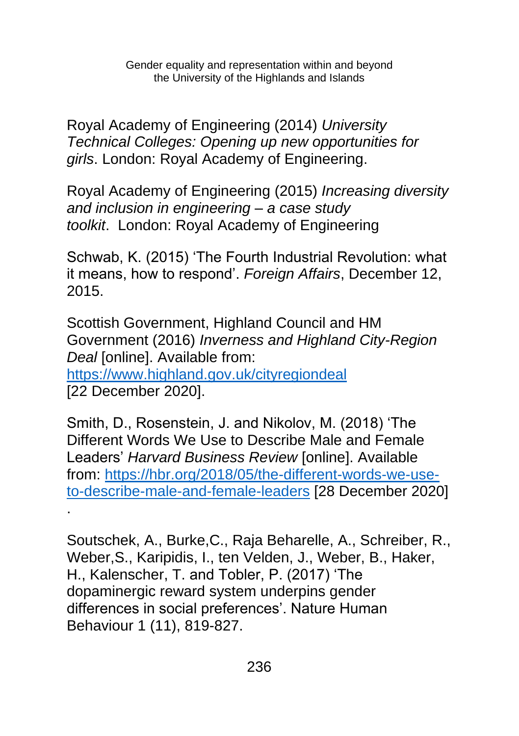Royal Academy of Engineering (2014) *University Technical Colleges: Opening up new opportunities for girls*. London: Royal Academy of Engineering.

Royal Academy of Engineering (2015) *Increasing diversity and inclusion in engineering – a case study toolkit*. London: Royal Academy of Engineering

Schwab, K. (2015) 'The Fourth Industrial Revolution: what it means, how to respond'. *Foreign Affairs*, December 12, 2015.

Scottish Government, Highland Council and HM Government (2016) *Inverness and Highland City-Region Deal* [online]. Available from: https://www.highland.gov.uk/cityregiondeal [22 December 2020].

Smith, D., Rosenstein, J. and Nikolov, M. (2018) 'The Different Words We Use to Describe Male and Female Leaders' *Harvard Business Review* [online]. Available from: https://hbr.org/2018/05/the-different-words-we-use-to-describe-male-and-female-leaders [28 December 2020] .

Soutschek, A., Burke,C., Raja Beharelle, A., Schreiber, R., Weber,S., Karipidis, I., ten Velden, J., Weber, B., Haker, H., Kalenscher, T. and Tobler, P. (2017) 'The dopaminergic reward system underpins gender differences in social preferences'. Nature Human Behaviour 1 (11), 819-827.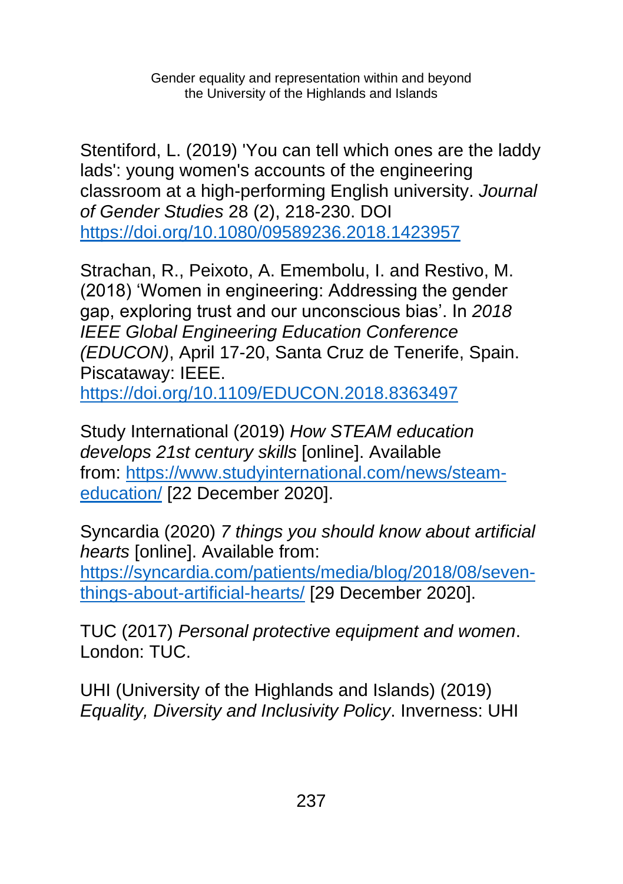Stentiford, L. (2019) 'You can tell which ones are the laddy lads': young women's accounts of the engineering classroom at a high-performing English university. *Journal of Gender Studies* 28 (2), 218-230. DOI https://doi.org/10.1080/09589236.2018.1423957

Strachan, R., Peixoto, A. Emembolu, I. and Restivo, M. (2018) 'Women in engineering: Addressing the gender gap, exploring trust and our unconscious bias'. In *2018 IEEE Global Engineering Education Conference (EDUCON)*, April 17-20, Santa Cruz de Tenerife, Spain. Piscataway: IEEE. https://doi.org/10.1109/EDUCON.2018.8363497

Study International (2019) *How STEAM education develops 21st century skills* [online]. Available from: https://www.studyinternational.com/news/steam-education/ [22 December 2020].

Syncardia (2020) *7 things you should know about artificial hearts* [online]. Available from: https://syncardia.com/patients/media/blog/2018/08/seven-things-about-artificial-hearts/ [29 December 2020].

TUC (2017) *Personal protective equipment and women*. London: TUC.

UHI (University of the Highlands and Islands) (2019) *Equality, Diversity and Inclusivity Policy*. Inverness: UHI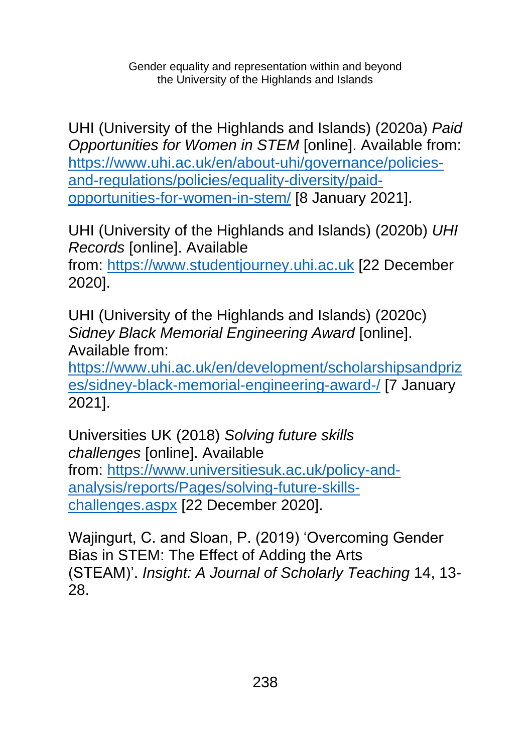UHI (University of the Highlands and Islands) (2020a) *Paid Opportunities for Women in STEM* [online]. Available from: https://www.uhi.ac.uk/en/about-uhi/governance/policies-and-regulations/policies/equality-diversity/paid-opportunities-for-women-in-stem/ [8 January 2021].

UHI (University of the Highlands and Islands) (2020b) *UHI Records* [online]. Available from: https://www.studentjourney.uhi.ac.uk [22 December 2020].

UHI (University of the Highlands and Islands) (2020c) *Sidney Black Memorial Engineering Award* [online]. Available from: https://www.uhi.ac.uk/en/development/scholarshipsandprizes/sidney-black-memorial-engineering-award-/ [7 January 2021].

Universities UK (2018) *Solving future skills challenges* [online]. Available from: https://www.universitiesuk.ac.uk/policy-and-analysis/reports/Pages/solving-future-skills-challenges.aspx [22 December 2020].

Wajingurt, C. and Sloan, P. (2019) 'Overcoming Gender Bias in STEM: The Effect of Adding the Arts (STEAM)'. *Insight: A Journal of Scholarly Teaching* 14, 13-28.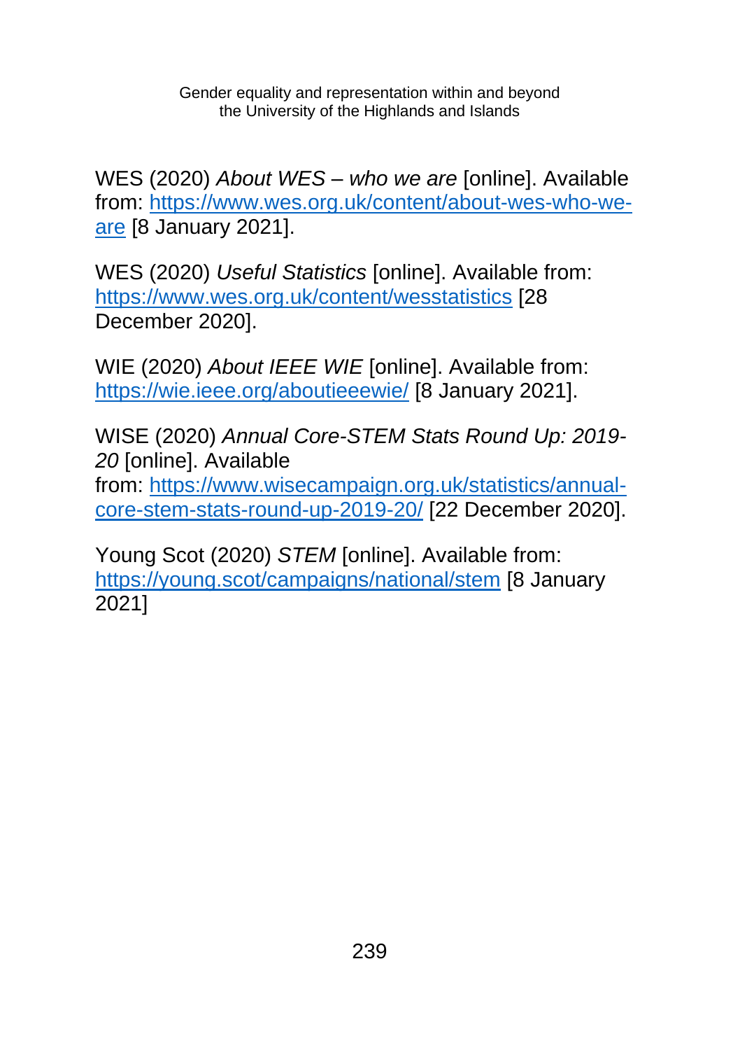WES (2020) *About WES – who we are* [online]. Available from: https://www.wes.org.uk/content/about-wes-who-we-are [8 January 2021].

WES (2020) *Useful Statistics* [online]. Available from: https://www.wes.org.uk/content/wesstatistics [28 December 2020].

WIE (2020) *About IEEE WIE* [online]. Available from: https://wie.ieee.org/aboutieeewie/ [8 January 2021].

WISE (2020) *Annual Core-STEM Stats Round Up: 2019-20* [online]. Available from: https://www.wisecampaign.org.uk/statistics/annual-core-stem-stats-round-up-2019-20/ [22 December 2020].

Young Scot (2020) *STEM* [online]. Available from: https://young.scot/campaigns/national/stem [8 January 2021]